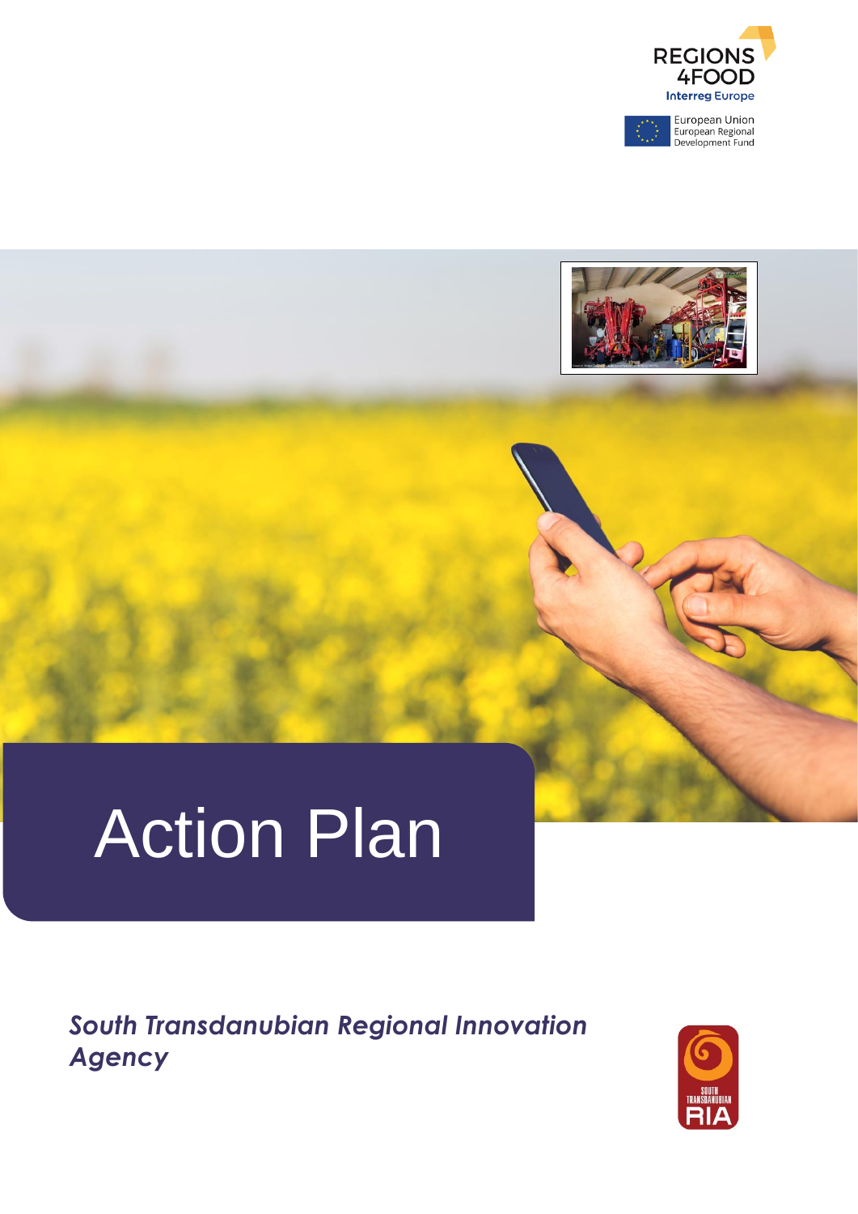REGIONS 4FOOD

Interreg Europe

European Union
European Regional
Development Fund

# Action Plan

***South Transdanubian Regional Innovation Agency***

SOUTH TRANSDANUBIAN RIA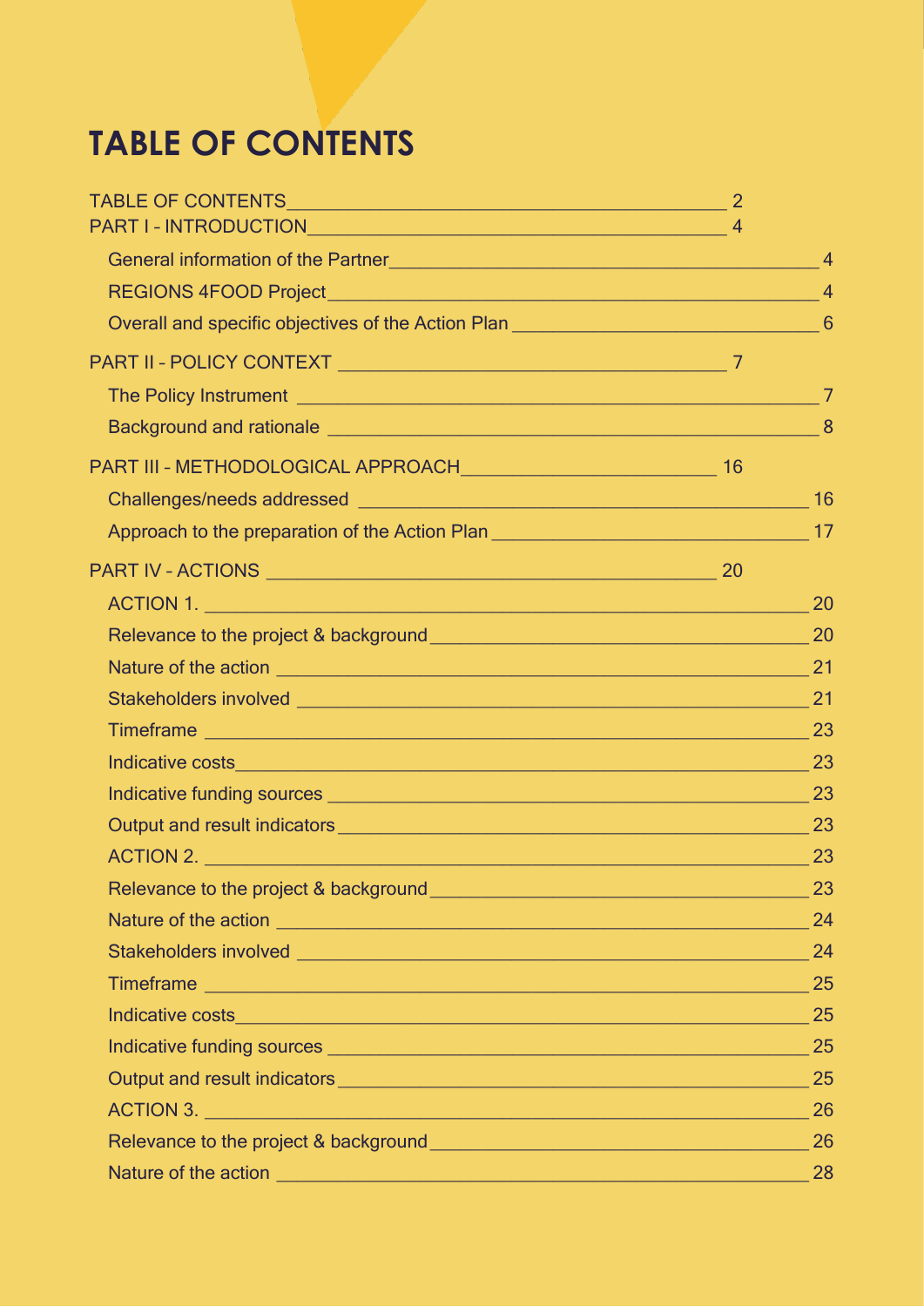# TABLE OF CONTENTS

TABLE OF CONTENTS 2

PART I - INTRODUCTION 4

- General information of the Partner 4
- REGIONS 4FOOD Project 4
- Overall and specific objectives of the Action Plan 6

PART II - POLICY CONTEXT 7

- The Policy Instrument 7
- Background and rationale 8

PART III - METHODOLOGICAL APPROACH 16

- Challenges/needs addressed 16
- Approach to the preparation of the Action Plan 17

PART IV - ACTIONS 20

- ACTION 1. 20
- Relevance to the project & background 20
- Nature of the action 21
- Stakeholders involved 21
- Timeframe 23
- Indicative costs 23
- Indicative funding sources 23
- Output and result indicators 23
- ACTION 2. 23
- Relevance to the project & background 23
- Nature of the action 24
- Stakeholders involved 24
- Timeframe 25
- Indicative costs 25
- Indicative funding sources 25
- Output and result indicators 25
- ACTION 3. 26
- Relevance to the project & background 26
- Nature of the action 28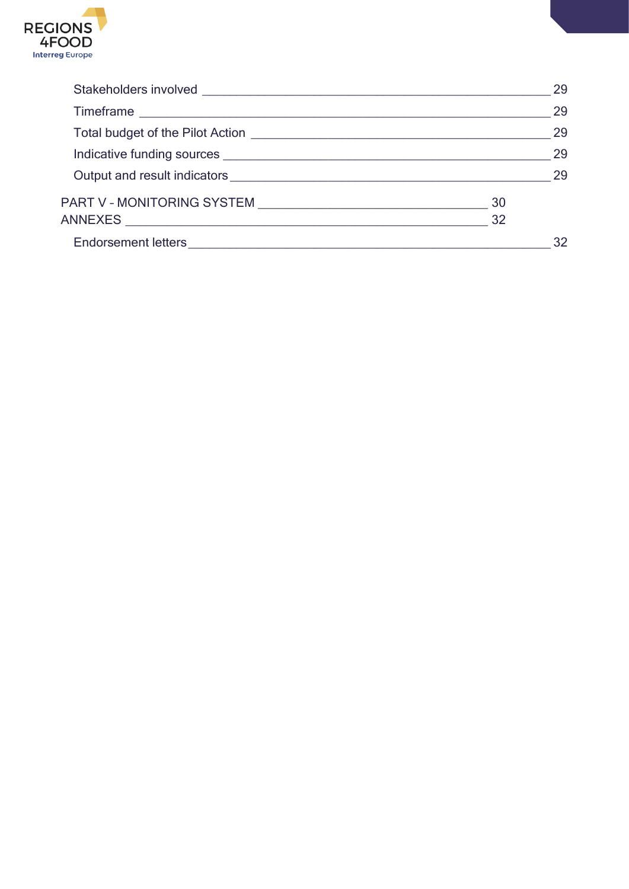Stakeholders involved ______ 29

Timeframe ______ 29

Total budget of the Pilot Action ______ 29

Indicative funding sources ______ 29

Output and result indicators ______ 29

PART V - MONITORING SYSTEM ______ 30

ANNEXES ______ 32

Endorsement letters ______ 32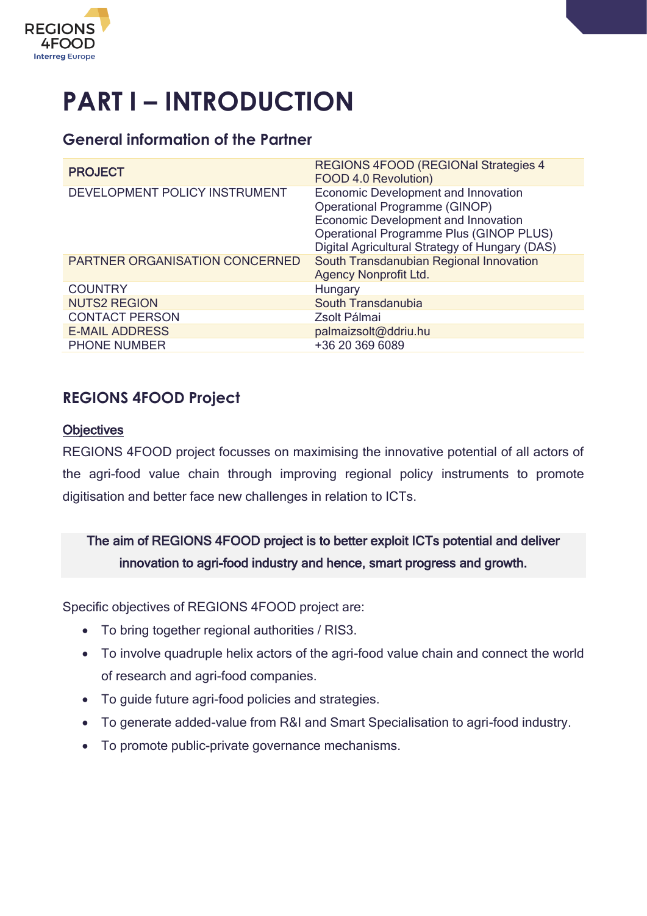# PART I – INTRODUCTION

## General information of the Partner

| | |
|---|---|
| PROJECT | REGIONS 4FOOD (REGIONal Strategies 4 FOOD 4.0 Revolution) |
| DEVELOPMENT POLICY INSTRUMENT | Economic Development and Innovation Operational Programme (GINOP)<br>Economic Development and Innovation Operational Programme Plus (GINOP PLUS)<br>Digital Agricultural Strategy of Hungary (DAS) |
| PARTNER ORGANISATION CONCERNED | South Transdanubian Regional Innovation Agency Nonprofit Ltd. |
| COUNTRY | Hungary |
| NUTS2 REGION | South Transdanubia |
| CONTACT PERSON | Zsolt Pálmai |
| E-MAIL ADDRESS | palmaizsolt@ddriu.hu |
| PHONE NUMBER | +36 20 369 6089 |

## REGIONS 4FOOD Project

### Objectives

REGIONS 4FOOD project focusses on maximising the innovative potential of all actors of the agri-food value chain through improving regional policy instruments to promote digitisation and better face new challenges in relation to ICTs.

**The aim of REGIONS 4FOOD project is to better exploit ICTs potential and deliver innovation to agri-food industry and hence, smart progress and growth.**

Specific objectives of REGIONS 4FOOD project are:

- To bring together regional authorities / RIS3.
- To involve quadruple helix actors of the agri-food value chain and connect the world of research and agri-food companies.
- To guide future agri-food policies and strategies.
- To generate added-value from R&I and Smart Specialisation to agri-food industry.
- To promote public-private governance mechanisms.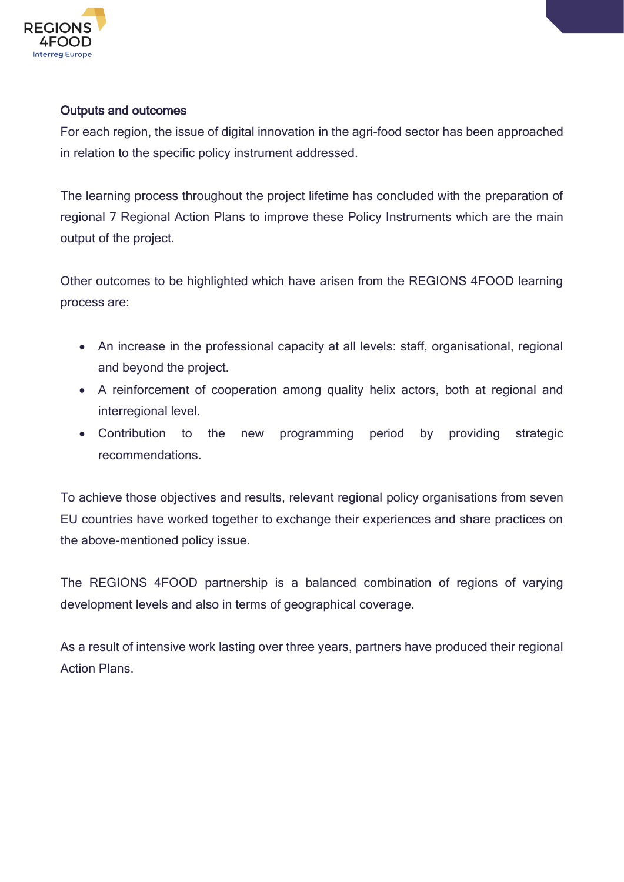## Outputs and outcomes

For each region, the issue of digital innovation in the agri-food sector has been approached in relation to the specific policy instrument addressed.

The learning process throughout the project lifetime has concluded with the preparation of regional 7 Regional Action Plans to improve these Policy Instruments which are the main output of the project.

Other outcomes to be highlighted which have arisen from the REGIONS 4FOOD learning process are:

- An increase in the professional capacity at all levels: staff, organisational, regional and beyond the project.
- A reinforcement of cooperation among quality helix actors, both at regional and interregional level.
- Contribution to the new programming period by providing strategic recommendations.

To achieve those objectives and results, relevant regional policy organisations from seven EU countries have worked together to exchange their experiences and share practices on the above-mentioned policy issue.

The REGIONS 4FOOD partnership is a balanced combination of regions of varying development levels and also in terms of geographical coverage.

As a result of intensive work lasting over three years, partners have produced their regional Action Plans.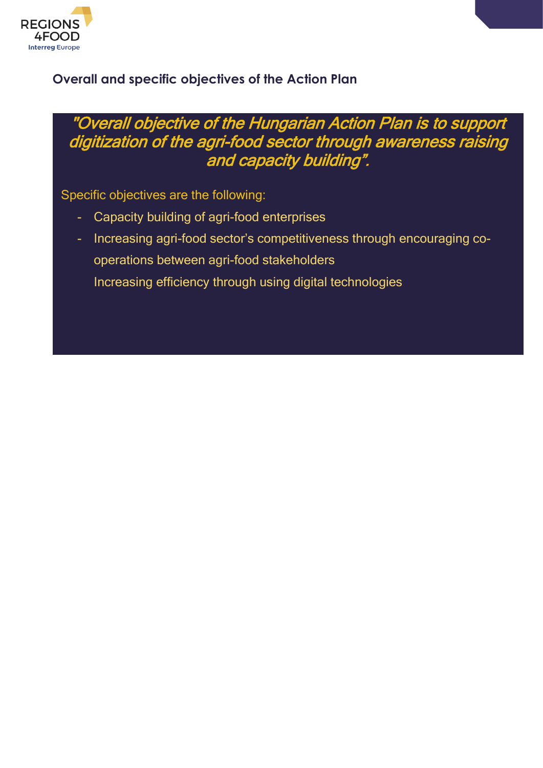## Overall and specific objectives of the Action Plan

*"Overall objective of the Hungarian Action Plan is to support digitization of the agri-food sector through awareness raising and capacity building".*

Specific objectives are the following:

- Capacity building of agri-food enterprises
- Increasing agri-food sector's competitiveness through encouraging co-operations between agri-food stakeholders

  Increasing efficiency through using digital technologies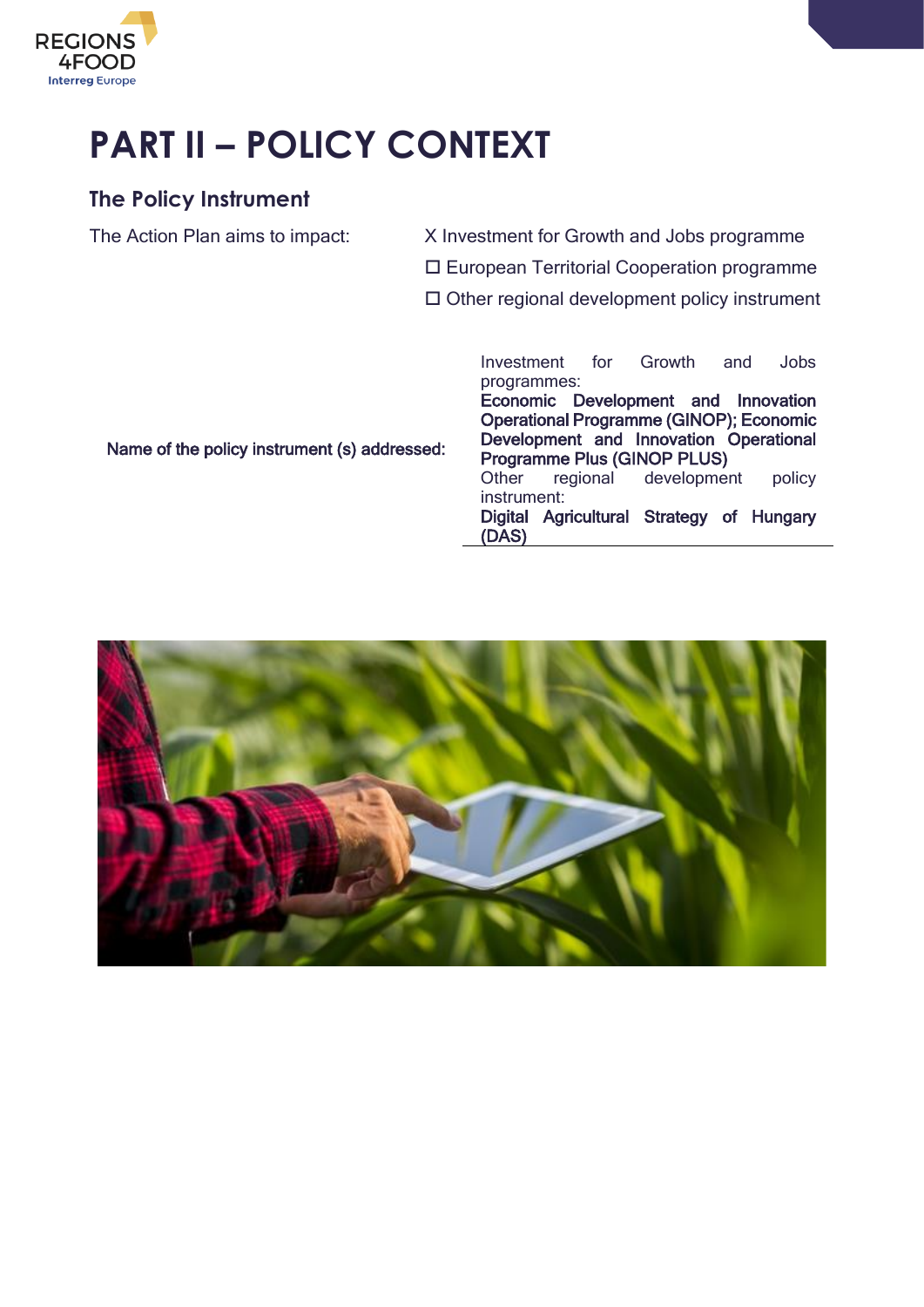# PART II – POLICY CONTEXT

## The Policy Instrument

The Action Plan aims to impact:

X Investment for Growth and Jobs programme

☐ European Territorial Cooperation programme

☐ Other regional development policy instrument

| Name of the policy instrument (s) addressed: | Investment for Growth and Jobs programmes: **Economic Development and Innovation Operational Programme (GINOP); Economic Development and Innovation Operational Programme Plus (GINOP PLUS)** Other regional development policy instrument: **Digital Agricultural Strategy of Hungary (DAS)** |
|---|---|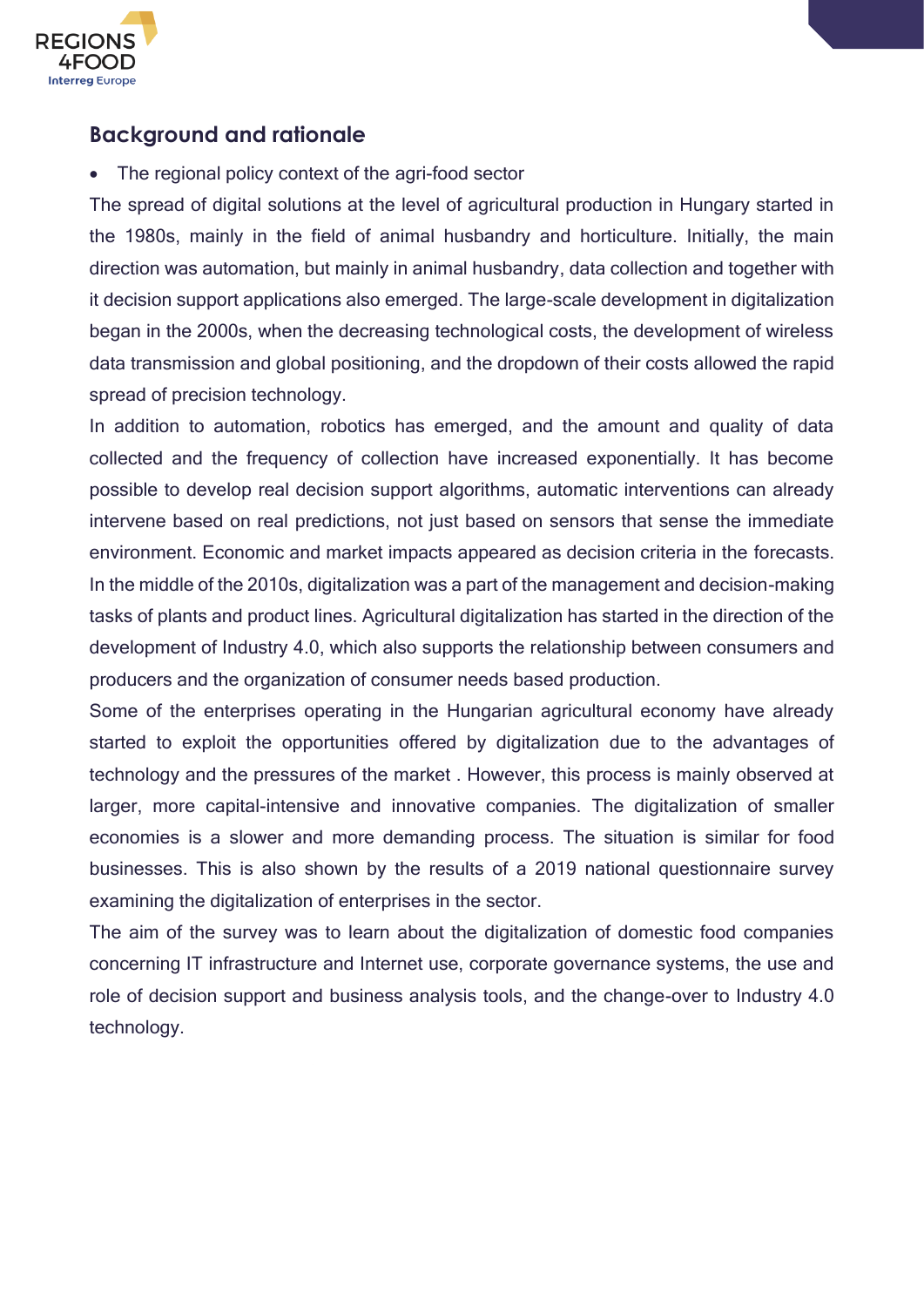## Background and rationale

- The regional policy context of the agri-food sector

The spread of digital solutions at the level of agricultural production in Hungary started in the 1980s, mainly in the field of animal husbandry and horticulture. Initially, the main direction was automation, but mainly in animal husbandry, data collection and together with it decision support applications also emerged. The large-scale development in digitalization began in the 2000s, when the decreasing technological costs, the development of wireless data transmission and global positioning, and the dropdown of their costs allowed the rapid spread of precision technology.

In addition to automation, robotics has emerged, and the amount and quality of data collected and the frequency of collection have increased exponentially. It has become possible to develop real decision support algorithms, automatic interventions can already intervene based on real predictions, not just based on sensors that sense the immediate environment. Economic and market impacts appeared as decision criteria in the forecasts. In the middle of the 2010s, digitalization was a part of the management and decision-making tasks of plants and product lines. Agricultural digitalization has started in the direction of the development of Industry 4.0, which also supports the relationship between consumers and producers and the organization of consumer needs based production.

Some of the enterprises operating in the Hungarian agricultural economy have already started to exploit the opportunities offered by digitalization due to the advantages of technology and the pressures of the market . However, this process is mainly observed at larger, more capital-intensive and innovative companies. The digitalization of smaller economies is a slower and more demanding process. The situation is similar for food businesses. This is also shown by the results of a 2019 national questionnaire survey examining the digitalization of enterprises in the sector.

The aim of the survey was to learn about the digitalization of domestic food companies concerning IT infrastructure and Internet use, corporate governance systems, the use and role of decision support and business analysis tools, and the change-over to Industry 4.0 technology.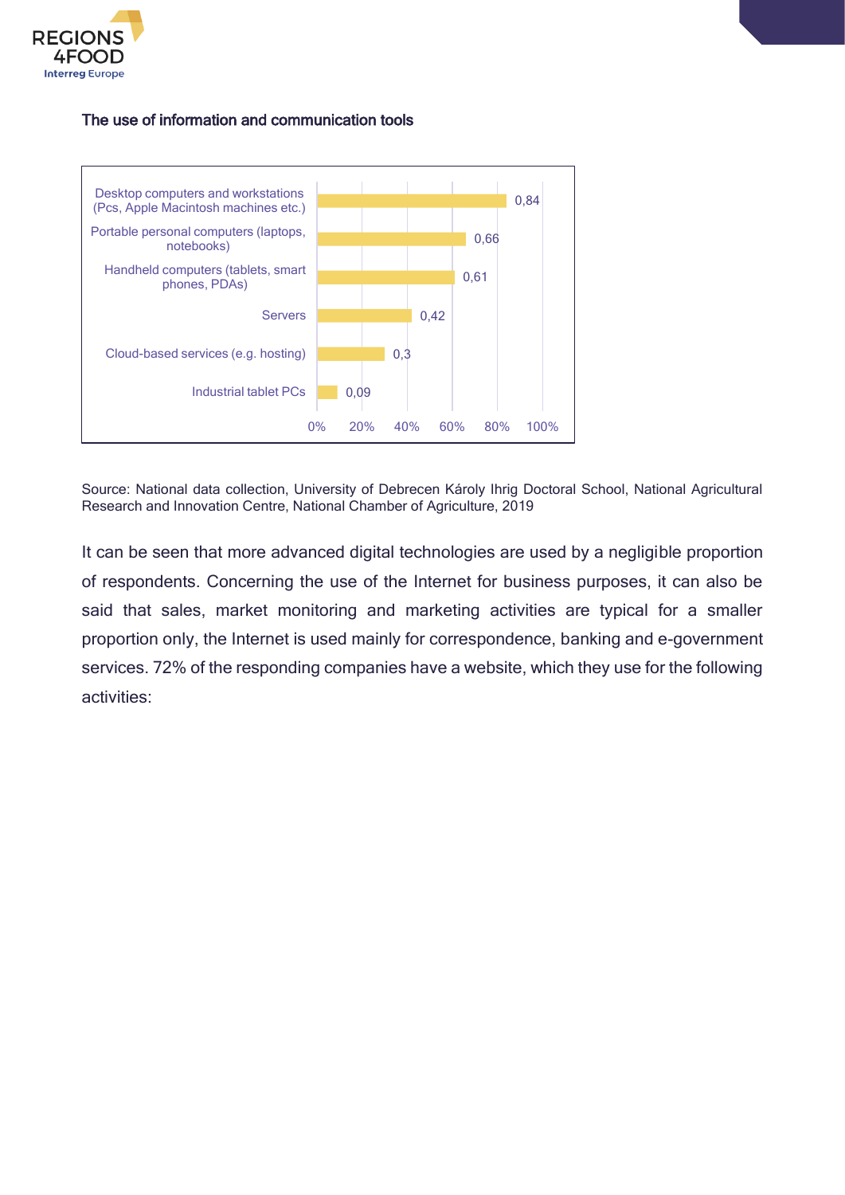**The use of information and communication tools**

| Tool | Share |
|---|---|
| Desktop computers and workstations (Pcs, Apple Macintosh machines etc.) | 0,84 |
| Portable personal computers (laptops, notebooks) | 0,66 |
| Handheld computers (tablets, smart phones, PDAs) | 0,61 |
| Servers | 0,42 |
| Cloud-based services (e.g. hosting) | 0,3 |
| Industrial tablet PCs | 0,09 |

Source: National data collection, University of Debrecen Károly Ihrig Doctoral School, National Agricultural Research and Innovation Centre, National Chamber of Agriculture, 2019

It can be seen that more advanced digital technologies are used by a negligible proportion of respondents. Concerning the use of the Internet for business purposes, it can also be said that sales, market monitoring and marketing activities are typical for a smaller proportion only, the Internet is used mainly for correspondence, banking and e-government services. 72% of the responding companies have a website, which they use for the following activities: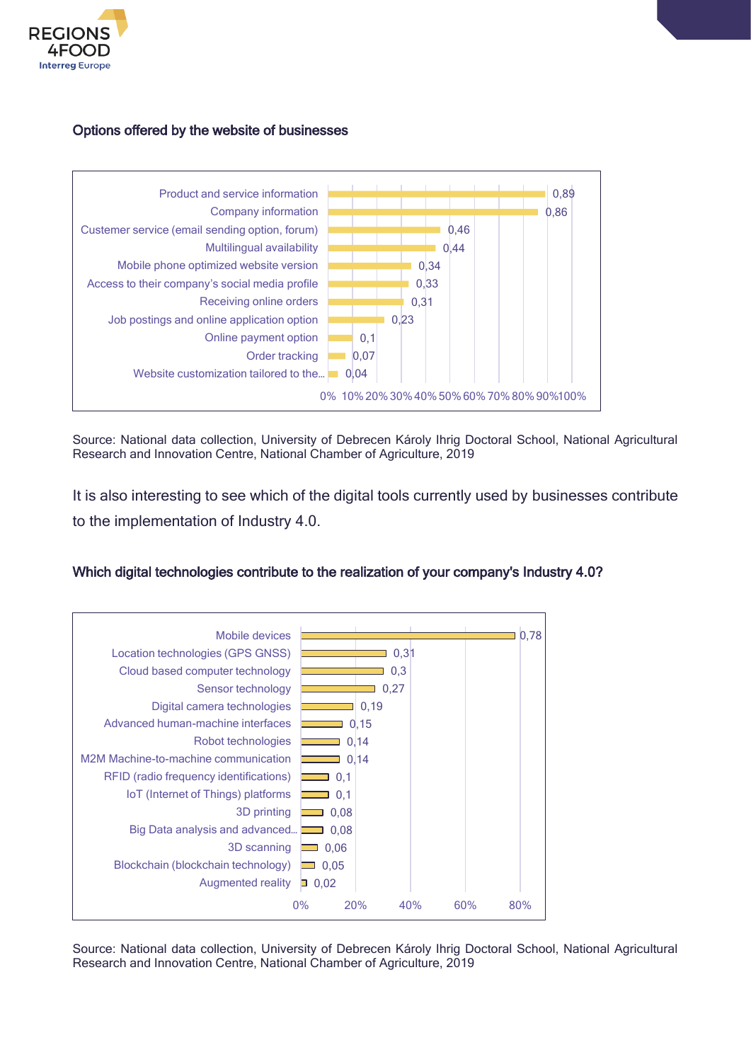### Options offered by the website of businesses

| Option | Share |
|---|---|
| Product and service information | 0,89 |
| Company information | 0,86 |
| Cusomer service (email sending option, forum) | 0,46 |
| Multilingual availability | 0,44 |
| Mobile phone optimized website version | 0,34 |
| Access to their company's social media profile | 0,33 |
| Receiving online orders | 0,31 |
| Job postings and online application option | 0,23 |
| Online payment option | 0,1 |
| Order tracking | 0,07 |
| Website customization tailored to the... | 0,04 |

Source: National data collection, University of Debrecen Károly Ihrig Doctoral School, National Agricultural Research and Innovation Centre, National Chamber of Agriculture, 2019

It is also interesting to see which of the digital tools currently used by businesses contribute to the implementation of Industry 4.0.

### Which digital technologies contribute to the realization of your company's Industry 4.0?

| Technology | Share |
|---|---|
| Mobile devices | 0,78 |
| Location technologies (GPS GNSS) | 0,31 |
| Cloud based computer technology | 0,3 |
| Sensor technology | 0,27 |
| Digital camera technologies | 0,19 |
| Advanced human-machine interfaces | 0,15 |
| Robot technologies | 0,14 |
| M2M Machine-to-machine communication | 0,14 |
| RFID (radio frequency identifications) | 0,1 |
| IoT (Internet of Things) platforms | 0,1 |
| 3D printing | 0,08 |
| Big Data analysis and advanced... | 0,08 |
| 3D scanning | 0,06 |
| Blockchain (blockchain technology) | 0,05 |
| Augmented reality | 0,02 |

Source: National data collection, University of Debrecen Károly Ihrig Doctoral School, National Agricultural Research and Innovation Centre, National Chamber of Agriculture, 2019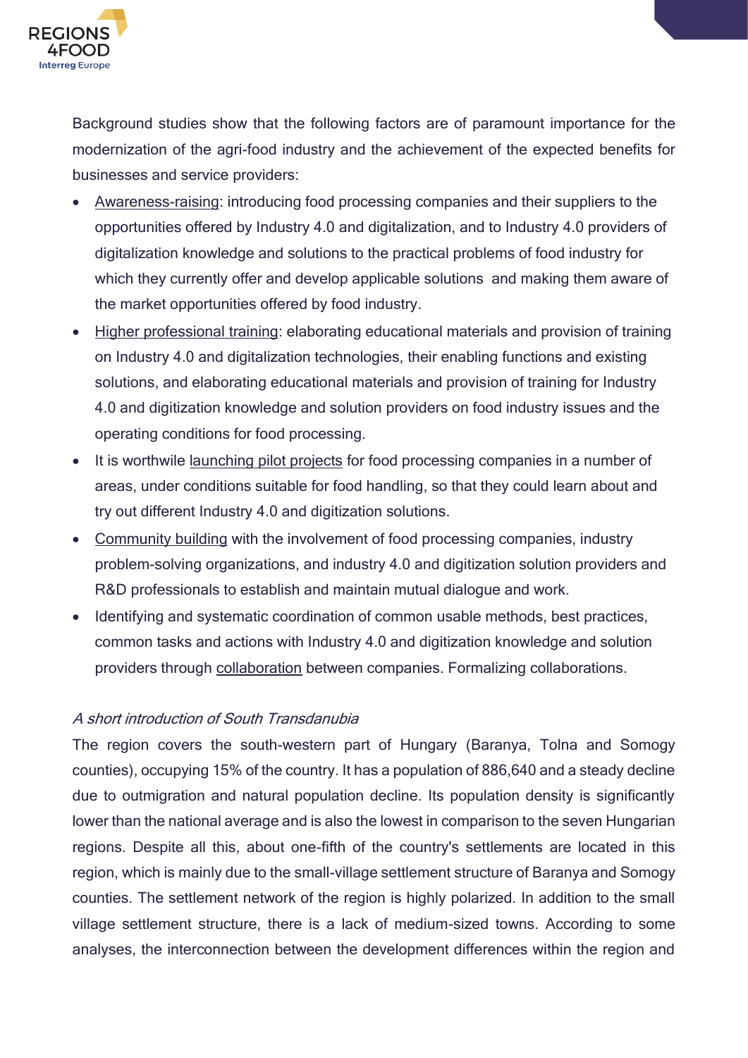Background studies show that the following factors are of paramount importance for the modernization of the agri-food industry and the achievement of the expected benefits for businesses and service providers:

- Awareness-raising: introducing food processing companies and their suppliers to the opportunities offered by Industry 4.0 and digitalization, and to Industry 4.0 providers of digitalization knowledge and solutions to the practical problems of food industry for which they currently offer and develop applicable solutions and making them aware of the market opportunities offered by food industry.
- Higher professional training: elaborating educational materials and provision of training on Industry 4.0 and digitalization technologies, their enabling functions and existing solutions, and elaborating educational materials and provision of training for Industry 4.0 and digitization knowledge and solution providers on food industry issues and the operating conditions for food processing.
- It is worthwile launching pilot projects for food processing companies in a number of areas, under conditions suitable for food handling, so that they could learn about and try out different Industry 4.0 and digitization solutions.
- Community building with the involvement of food processing companies, industry problem-solving organizations, and industry 4.0 and digitization solution providers and R&D professionals to establish and maintain mutual dialogue and work.
- Identifying and systematic coordination of common usable methods, best practices, common tasks and actions with Industry 4.0 and digitization knowledge and solution providers through collaboration between companies. Formalizing collaborations.

*A short introduction of South Transdanubia*

The region covers the south-western part of Hungary (Baranya, Tolna and Somogy counties), occupying 15% of the country. It has a population of 886,640 and a steady decline due to outmigration and natural population decline. Its population density is significantly lower than the national average and is also the lowest in comparison to the seven Hungarian regions. Despite all this, about one-fifth of the country's settlements are located in this region, which is mainly due to the small-village settlement structure of Baranya and Somogy counties. The settlement network of the region is highly polarized. In addition to the small village settlement structure, there is a lack of medium-sized towns. According to some analyses, the interconnection between the development differences within the region and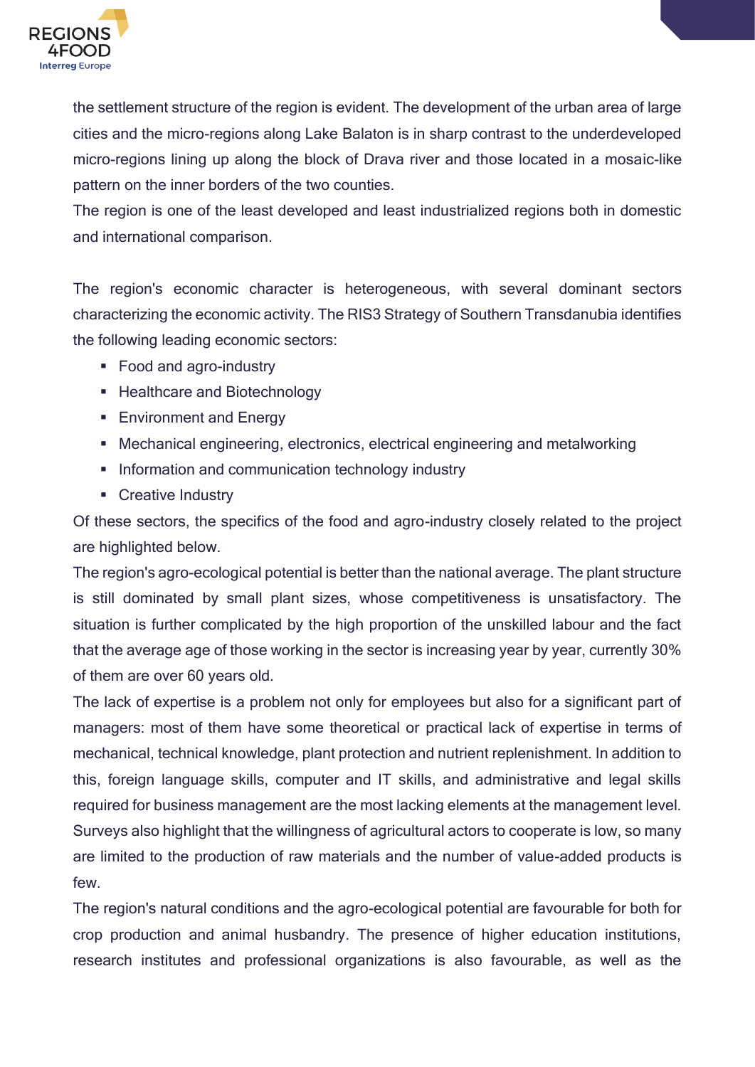the settlement structure of the region is evident. The development of the urban area of large cities and the micro-regions along Lake Balaton is in sharp contrast to the underdeveloped micro-regions lining up along the block of Drava river and those located in a mosaic-like pattern on the inner borders of the two counties.

The region is one of the least developed and least industrialized regions both in domestic and international comparison.

The region's economic character is heterogeneous, with several dominant sectors characterizing the economic activity. The RIS3 Strategy of Southern Transdanubia identifies the following leading economic sectors:

- Food and agro-industry
- Healthcare and Biotechnology
- Environment and Energy
- Mechanical engineering, electronics, electrical engineering and metalworking
- Information and communication technology industry
- Creative Industry

Of these sectors, the specifics of the food and agro-industry closely related to the project are highlighted below.

The region's agro-ecological potential is better than the national average. The plant structure is still dominated by small plant sizes, whose competitiveness is unsatisfactory. The situation is further complicated by the high proportion of the unskilled labour and the fact that the average age of those working in the sector is increasing year by year, currently 30% of them are over 60 years old.

The lack of expertise is a problem not only for employees but also for a significant part of managers: most of them have some theoretical or practical lack of expertise in terms of mechanical, technical knowledge, plant protection and nutrient replenishment. In addition to this, foreign language skills, computer and IT skills, and administrative and legal skills required for business management are the most lacking elements at the management level. Surveys also highlight that the willingness of agricultural actors to cooperate is low, so many are limited to the production of raw materials and the number of value-added products is few.

The region's natural conditions and the agro-ecological potential are favourable for both for crop production and animal husbandry. The presence of higher education institutions, research institutes and professional organizations is also favourable, as well as the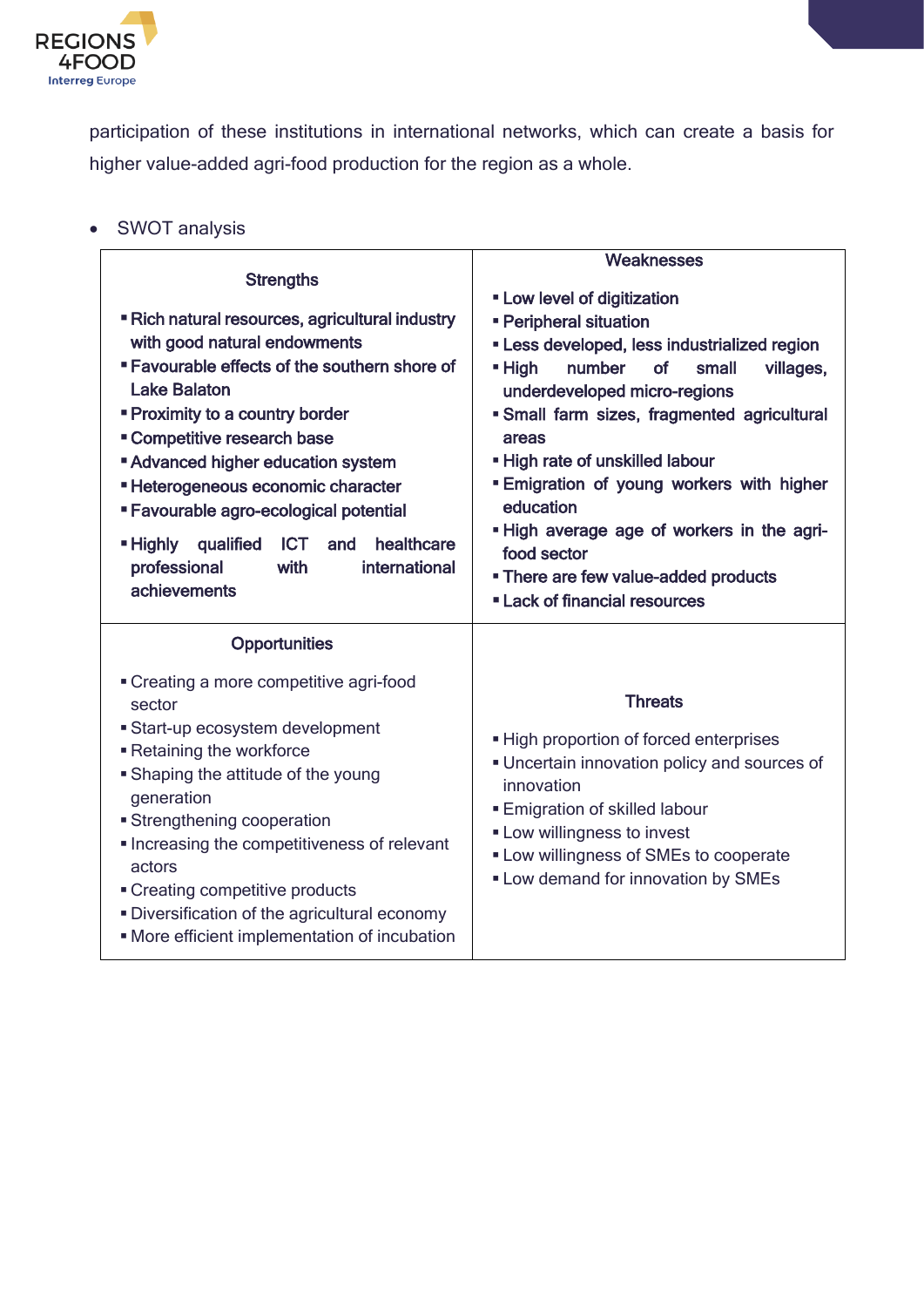participation of these institutions in international networks, which can create a basis for higher value-added agri-food production for the region as a whole.

- SWOT analysis

| Strengths | Weaknesses |
| --- | --- |
| ▪ Rich natural resources, agricultural industry with good natural endowments<br>▪ Favourable effects of the southern shore of Lake Balaton<br>▪ Proximity to a country border<br>▪ Competitive research base<br>▪ Advanced higher education system<br>▪ Heterogeneous economic character<br>▪ Favourable agro-ecological potential<br>▪ Highly qualified ICT and healthcare professional with international achievements | ▪ Low level of digitization<br>▪ Peripheral situation<br>▪ Less developed, less industrialized region<br>▪ High number of small villages, underdeveloped micro-regions<br>▪ Small farm sizes, fragmented agricultural areas<br>▪ High rate of unskilled labour<br>▪ Emigration of young workers with higher education<br>▪ High average age of workers in the agri-food sector<br>▪ There are few value-added products<br>▪ Lack of financial resources |
| **Opportunities** | **Threats** |
| ▪ Creating a more competitive agri-food sector<br>▪ Start-up ecosystem development<br>▪ Retaining the workforce<br>▪ Shaping the attitude of the young generation<br>▪ Strengthening cooperation<br>▪ Increasing the competitiveness of relevant actors<br>▪ Creating competitive products<br>▪ Diversification of the agricultural economy<br>▪ More efficient implementation of incubation | ▪ High proportion of forced enterprises<br>▪ Uncertain innovation policy and sources of innovation<br>▪ Emigration of skilled labour<br>▪ Low willingness to invest<br>▪ Low willingness of SMEs to cooperate<br>▪ Low demand for innovation by SMEs |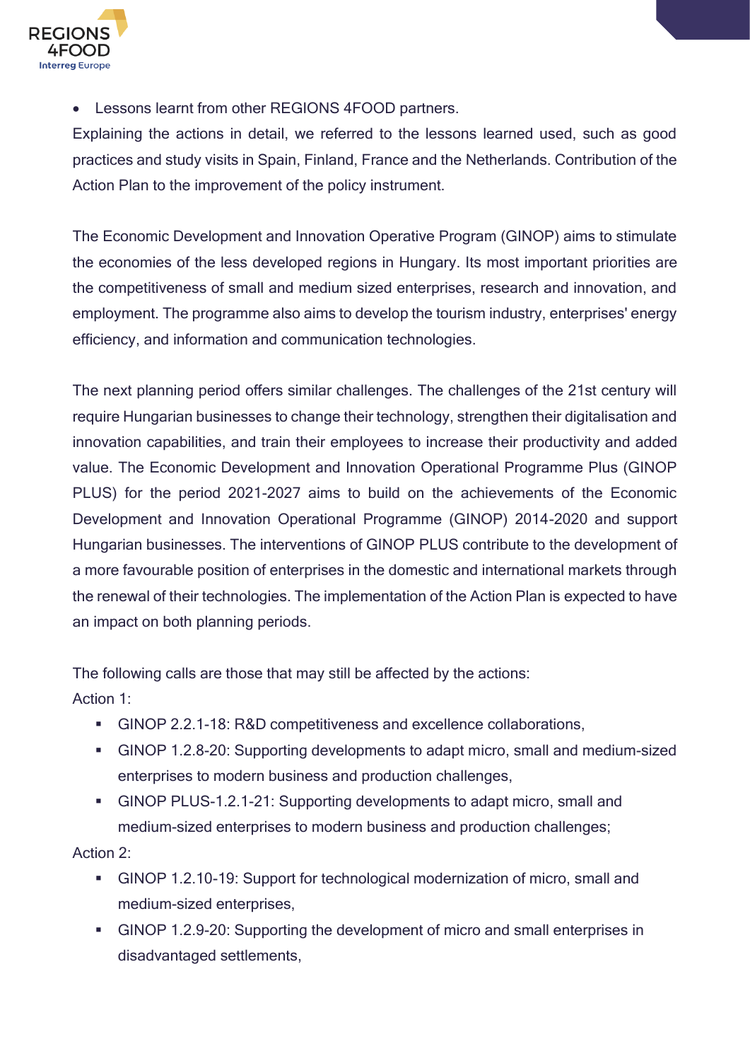- Lessons learnt from other REGIONS 4FOOD partners.

Explaining the actions in detail, we referred to the lessons learned used, such as good practices and study visits in Spain, Finland, France and the Netherlands. Contribution of the Action Plan to the improvement of the policy instrument.

The Economic Development and Innovation Operative Program (GINOP) aims to stimulate the economies of the less developed regions in Hungary. Its most important priorities are the competitiveness of small and medium sized enterprises, research and innovation, and employment. The programme also aims to develop the tourism industry, enterprises' energy efficiency, and information and communication technologies.

The next planning period offers similar challenges. The challenges of the 21st century will require Hungarian businesses to change their technology, strengthen their digitalisation and innovation capabilities, and train their employees to increase their productivity and added value. The Economic Development and Innovation Operational Programme Plus (GINOP PLUS) for the period 2021-2027 aims to build on the achievements of the Economic Development and Innovation Operational Programme (GINOP) 2014-2020 and support Hungarian businesses. The interventions of GINOP PLUS contribute to the development of a more favourable position of enterprises in the domestic and international markets through the renewal of their technologies. The implementation of the Action Plan is expected to have an impact on both planning periods.

The following calls are those that may still be affected by the actions:

Action 1:

- GINOP 2.2.1-18: R&D competitiveness and excellence collaborations,
- GINOP 1.2.8-20: Supporting developments to adapt micro, small and medium-sized enterprises to modern business and production challenges,
- GINOP PLUS-1.2.1-21: Supporting developments to adapt micro, small and medium-sized enterprises to modern business and production challenges;

Action 2:

- GINOP 1.2.10-19: Support for technological modernization of micro, small and medium-sized enterprises,
- GINOP 1.2.9-20: Supporting the development of micro and small enterprises in disadvantaged settlements,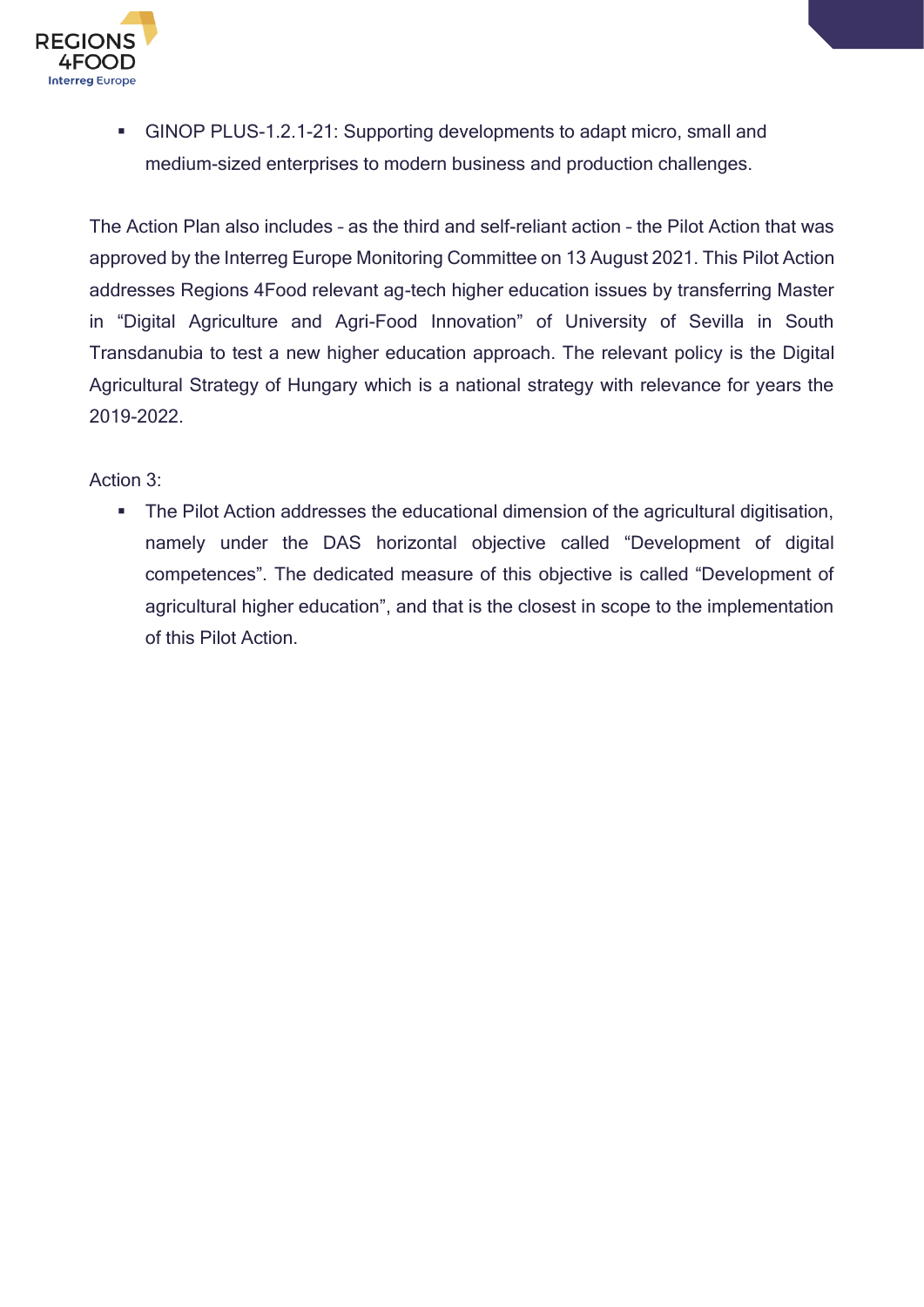- GINOP PLUS-1.2.1-21: Supporting developments to adapt micro, small and medium-sized enterprises to modern business and production challenges.

The Action Plan also includes – as the third and self-reliant action – the Pilot Action that was approved by the Interreg Europe Monitoring Committee on 13 August 2021. This Pilot Action addresses Regions 4Food relevant ag-tech higher education issues by transferring Master in "Digital Agriculture and Agri-Food Innovation" of University of Sevilla in South Transdanubia to test a new higher education approach. The relevant policy is the Digital Agricultural Strategy of Hungary which is a national strategy with relevance for years the 2019-2022.

Action 3:

- The Pilot Action addresses the educational dimension of the agricultural digitisation, namely under the DAS horizontal objective called "Development of digital competences". The dedicated measure of this objective is called "Development of agricultural higher education", and that is the closest in scope to the implementation of this Pilot Action.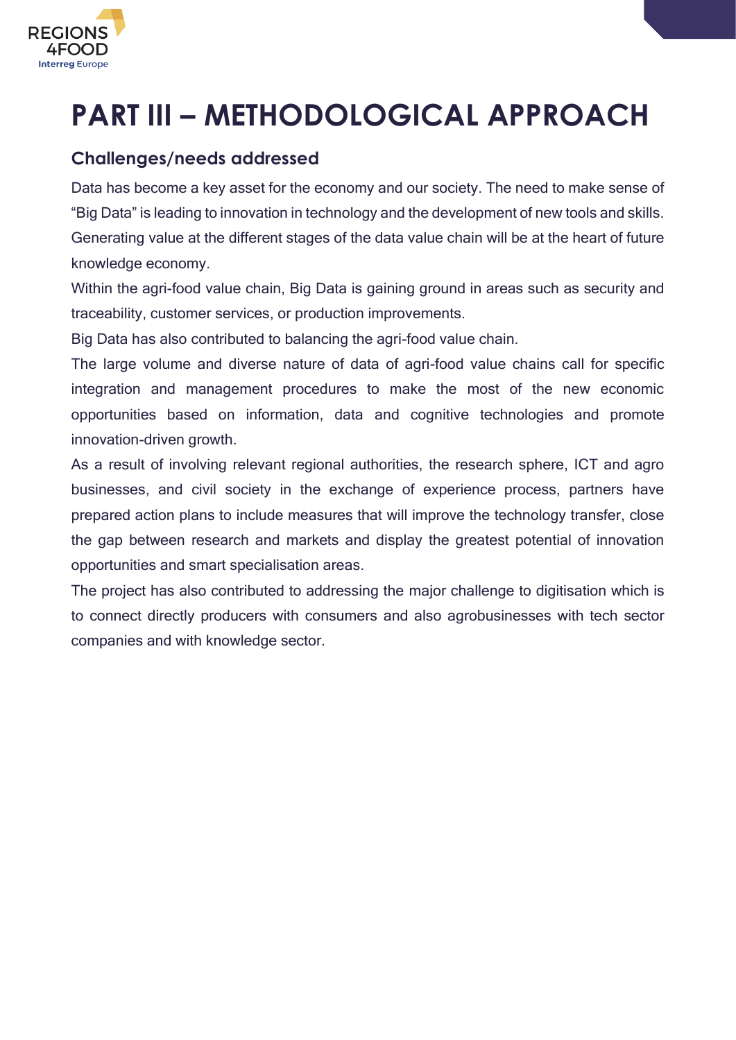# PART III – METHODOLOGICAL APPROACH

## Challenges/needs addressed

Data has become a key asset for the economy and our society. The need to make sense of "Big Data" is leading to innovation in technology and the development of new tools and skills. Generating value at the different stages of the data value chain will be at the heart of future knowledge economy.

Within the agri-food value chain, Big Data is gaining ground in areas such as security and traceability, customer services, or production improvements.

Big Data has also contributed to balancing the agri-food value chain.

The large volume and diverse nature of data of agri-food value chains call for specific integration and management procedures to make the most of the new economic opportunities based on information, data and cognitive technologies and promote innovation-driven growth.

As a result of involving relevant regional authorities, the research sphere, ICT and agro businesses, and civil society in the exchange of experience process, partners have prepared action plans to include measures that will improve the technology transfer, close the gap between research and markets and display the greatest potential of innovation opportunities and smart specialisation areas.

The project has also contributed to addressing the major challenge to digitisation which is to connect directly producers with consumers and also agrobusinesses with tech sector companies and with knowledge sector.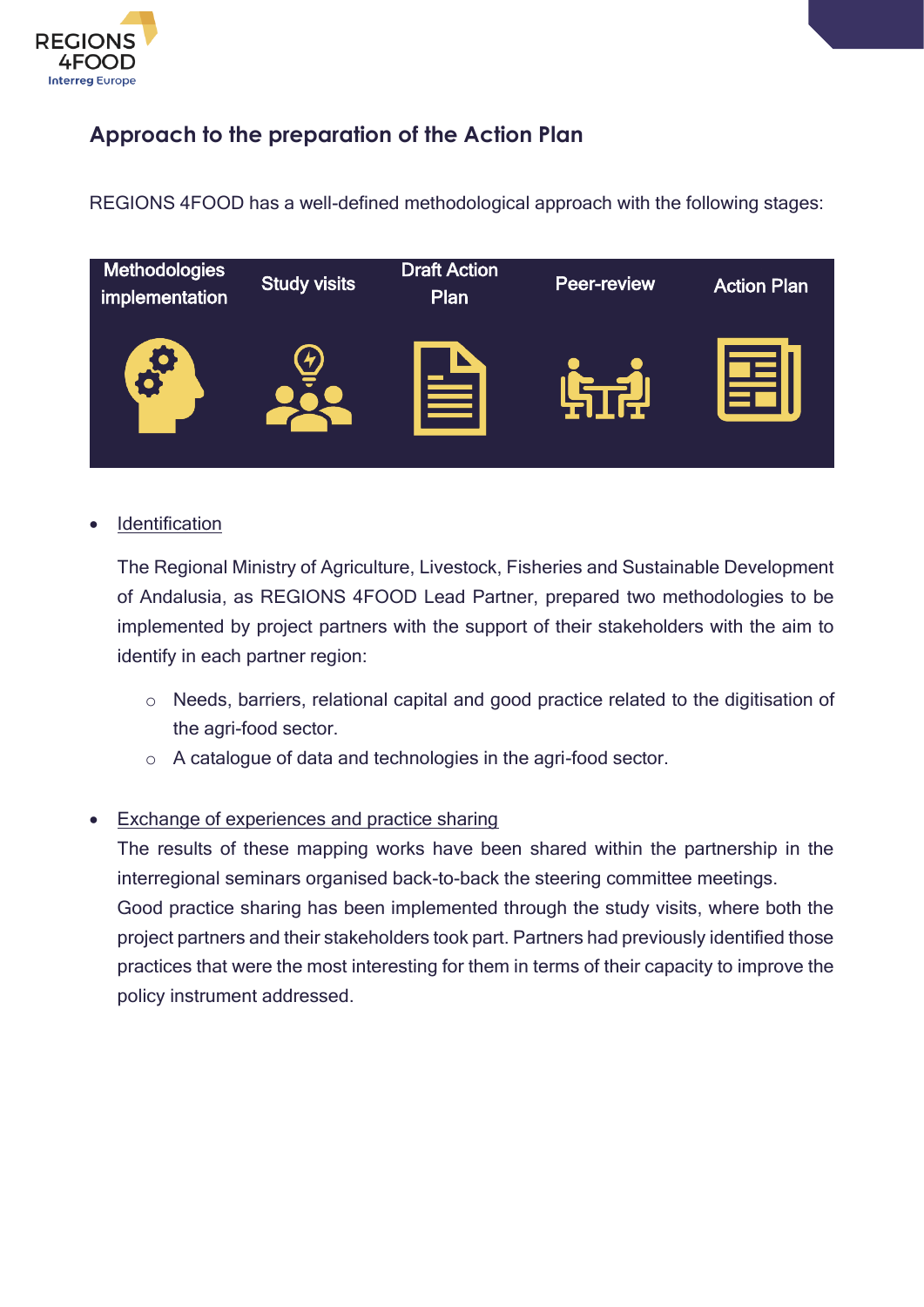## Approach to the preparation of the Action Plan

REGIONS 4FOOD has a well-defined methodological approach with the following stages:

| Methodologies implementation | Study visits | Draft Action Plan | Peer-review | Action Plan |
| --- | --- | --- | --- | --- |

- <u>Identification</u>

  The Regional Ministry of Agriculture, Livestock, Fisheries and Sustainable Development of Andalusia, as REGIONS 4FOOD Lead Partner, prepared two methodologies to be implemented by project partners with the support of their stakeholders with the aim to identify in each partner region:

  - Needs, barriers, relational capital and good practice related to the digitisation of the agri-food sector.
  - A catalogue of data and technologies in the agri-food sector.

- <u>Exchange of experiences and practice sharing</u>

  The results of these mapping works have been shared within the partnership in the interregional seminars organised back-to-back the steering committee meetings.

  Good practice sharing has been implemented through the study visits, where both the project partners and their stakeholders took part. Partners had previously identified those practices that were the most interesting for them in terms of their capacity to improve the policy instrument addressed.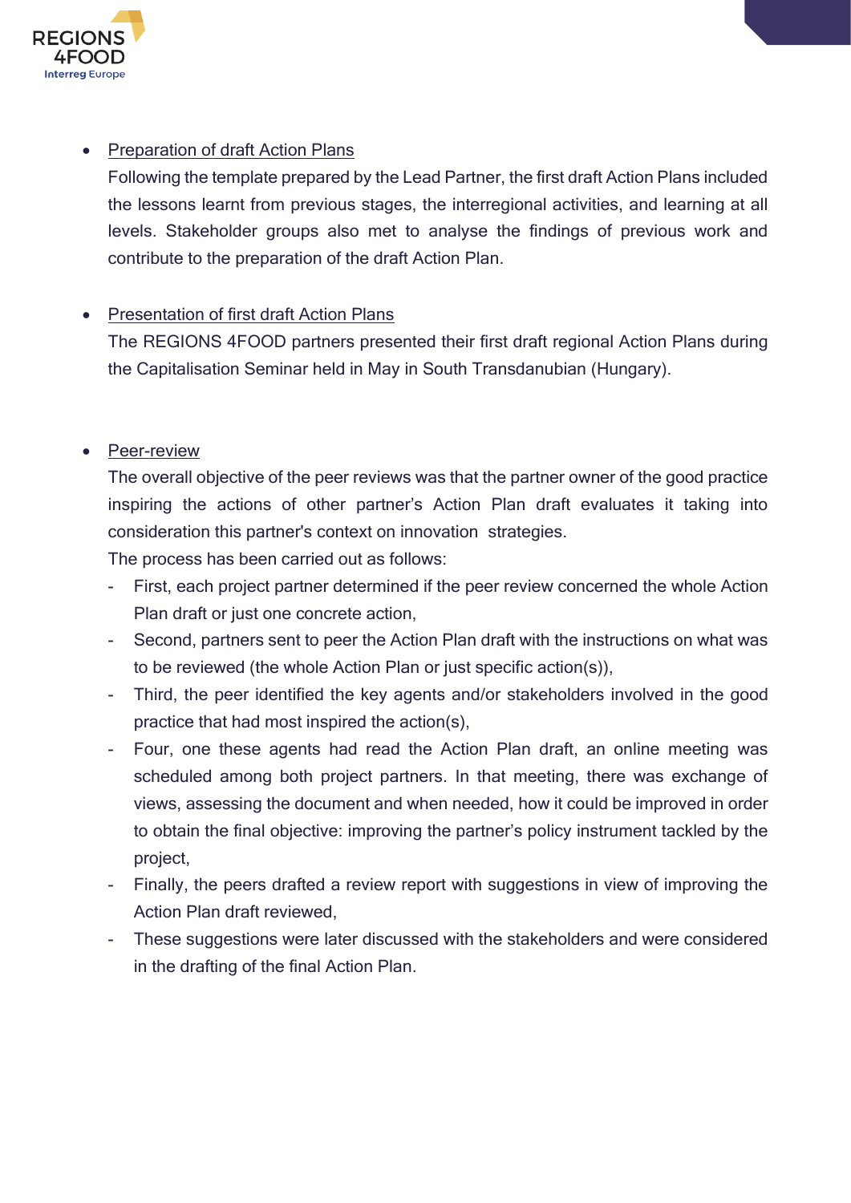- Preparation of draft Action Plans

  Following the template prepared by the Lead Partner, the first draft Action Plans included the lessons learnt from previous stages, the interregional activities, and learning at all levels. Stakeholder groups also met to analyse the findings of previous work and contribute to the preparation of the draft Action Plan.

- Presentation of first draft Action Plans

  The REGIONS 4FOOD partners presented their first draft regional Action Plans during the Capitalisation Seminar held in May in South Transdanubian (Hungary).

- Peer-review

  The overall objective of the peer reviews was that the partner owner of the good practice inspiring the actions of other partner's Action Plan draft evaluates it taking into consideration this partner's context on innovation strategies.

  The process has been carried out as follows:

  - First, each project partner determined if the peer review concerned the whole Action Plan draft or just one concrete action,
  - Second, partners sent to peer the Action Plan draft with the instructions on what was to be reviewed (the whole Action Plan or just specific action(s)),
  - Third, the peer identified the key agents and/or stakeholders involved in the good practice that had most inspired the action(s),
  - Four, one these agents had read the Action Plan draft, an online meeting was scheduled among both project partners. In that meeting, there was exchange of views, assessing the document and when needed, how it could be improved in order to obtain the final objective: improving the partner's policy instrument tackled by the project,
  - Finally, the peers drafted a review report with suggestions in view of improving the Action Plan draft reviewed,
  - These suggestions were later discussed with the stakeholders and were considered in the drafting of the final Action Plan.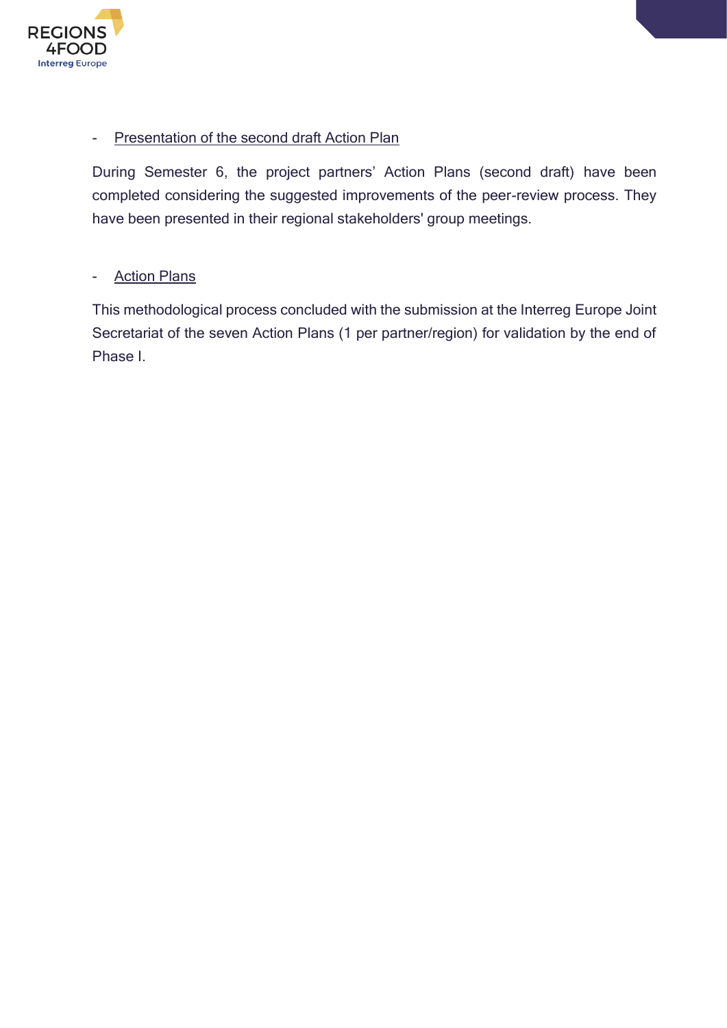- Presentation of the second draft Action Plan

During Semester 6, the project partners' Action Plans (second draft) have been completed considering the suggested improvements of the peer-review process. They have been presented in their regional stakeholders' group meetings.

- Action Plans

This methodological process concluded with the submission at the Interreg Europe Joint Secretariat of the seven Action Plans (1 per partner/region) for validation by the end of Phase I.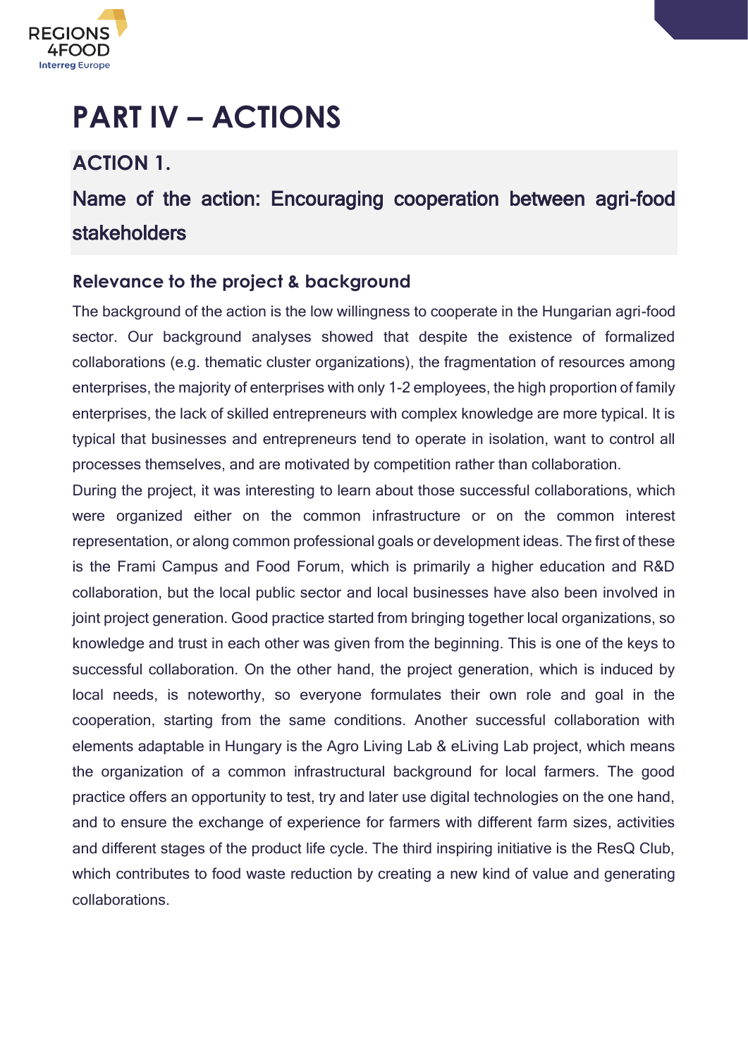# PART IV – ACTIONS

## ACTION 1.

## Name of the action: Encouraging cooperation between agri-food stakeholders

### Relevance to the project & background

The background of the action is the low willingness to cooperate in the Hungarian agri-food sector. Our background analyses showed that despite the existence of formalized collaborations (e.g. thematic cluster organizations), the fragmentation of resources among enterprises, the majority of enterprises with only 1-2 employees, the high proportion of family enterprises, the lack of skilled entrepreneurs with complex knowledge are more typical. It is typical that businesses and entrepreneurs tend to operate in isolation, want to control all processes themselves, and are motivated by competition rather than collaboration.

During the project, it was interesting to learn about those successful collaborations, which were organized either on the common infrastructure or on the common interest representation, or along common professional goals or development ideas. The first of these is the Frami Campus and Food Forum, which is primarily a higher education and R&D collaboration, but the local public sector and local businesses have also been involved in joint project generation. Good practice started from bringing together local organizations, so knowledge and trust in each other was given from the beginning. This is one of the keys to successful collaboration. On the other hand, the project generation, which is induced by local needs, is noteworthy, so everyone formulates their own role and goal in the cooperation, starting from the same conditions. Another successful collaboration with elements adaptable in Hungary is the Agro Living Lab & eLiving Lab project, which means the organization of a common infrastructural background for local farmers. The good practice offers an opportunity to test, try and later use digital technologies on the one hand, and to ensure the exchange of experience for farmers with different farm sizes, activities and different stages of the product life cycle. The third inspiring initiative is the ResQ Club, which contributes to food waste reduction by creating a new kind of value and generating collaborations.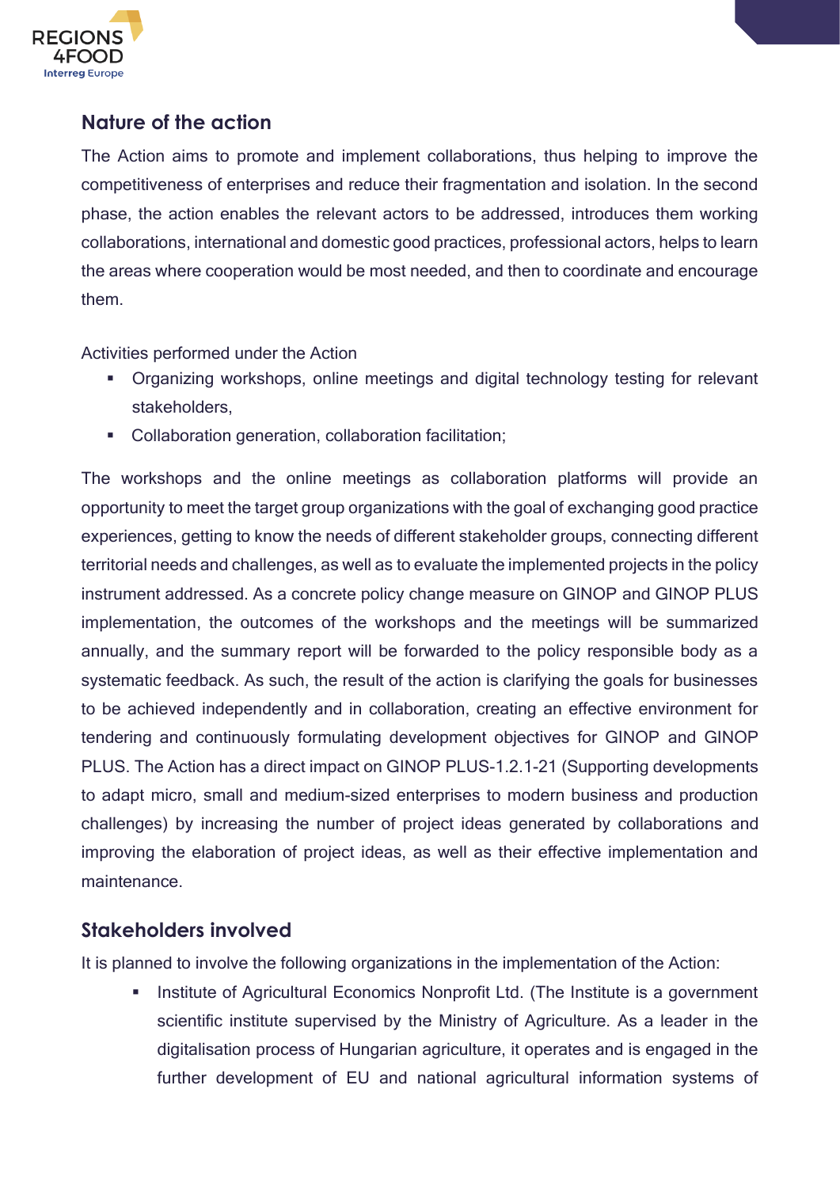## Nature of the action

The Action aims to promote and implement collaborations, thus helping to improve the competitiveness of enterprises and reduce their fragmentation and isolation. In the second phase, the action enables the relevant actors to be addressed, introduces them working collaborations, international and domestic good practices, professional actors, helps to learn the areas where cooperation would be most needed, and then to coordinate and encourage them.

Activities performed under the Action

- Organizing workshops, online meetings and digital technology testing for relevant stakeholders,
- Collaboration generation, collaboration facilitation;

The workshops and the online meetings as collaboration platforms will provide an opportunity to meet the target group organizations with the goal of exchanging good practice experiences, getting to know the needs of different stakeholder groups, connecting different territorial needs and challenges, as well as to evaluate the implemented projects in the policy instrument addressed. As a concrete policy change measure on GINOP and GINOP PLUS implementation, the outcomes of the workshops and the meetings will be summarized annually, and the summary report will be forwarded to the policy responsible body as a systematic feedback. As such, the result of the action is clarifying the goals for businesses to be achieved independently and in collaboration, creating an effective environment for tendering and continuously formulating development objectives for GINOP and GINOP PLUS. The Action has a direct impact on GINOP PLUS-1.2.1-21 (Supporting developments to adapt micro, small and medium-sized enterprises to modern business and production challenges) by increasing the number of project ideas generated by collaborations and improving the elaboration of project ideas, as well as their effective implementation and maintenance.

## Stakeholders involved

It is planned to involve the following organizations in the implementation of the Action:

- Institute of Agricultural Economics Nonprofit Ltd. (The Institute is a government scientific institute supervised by the Ministry of Agriculture. As a leader in the digitalisation process of Hungarian agriculture, it operates and is engaged in the further development of EU and national agricultural information systems of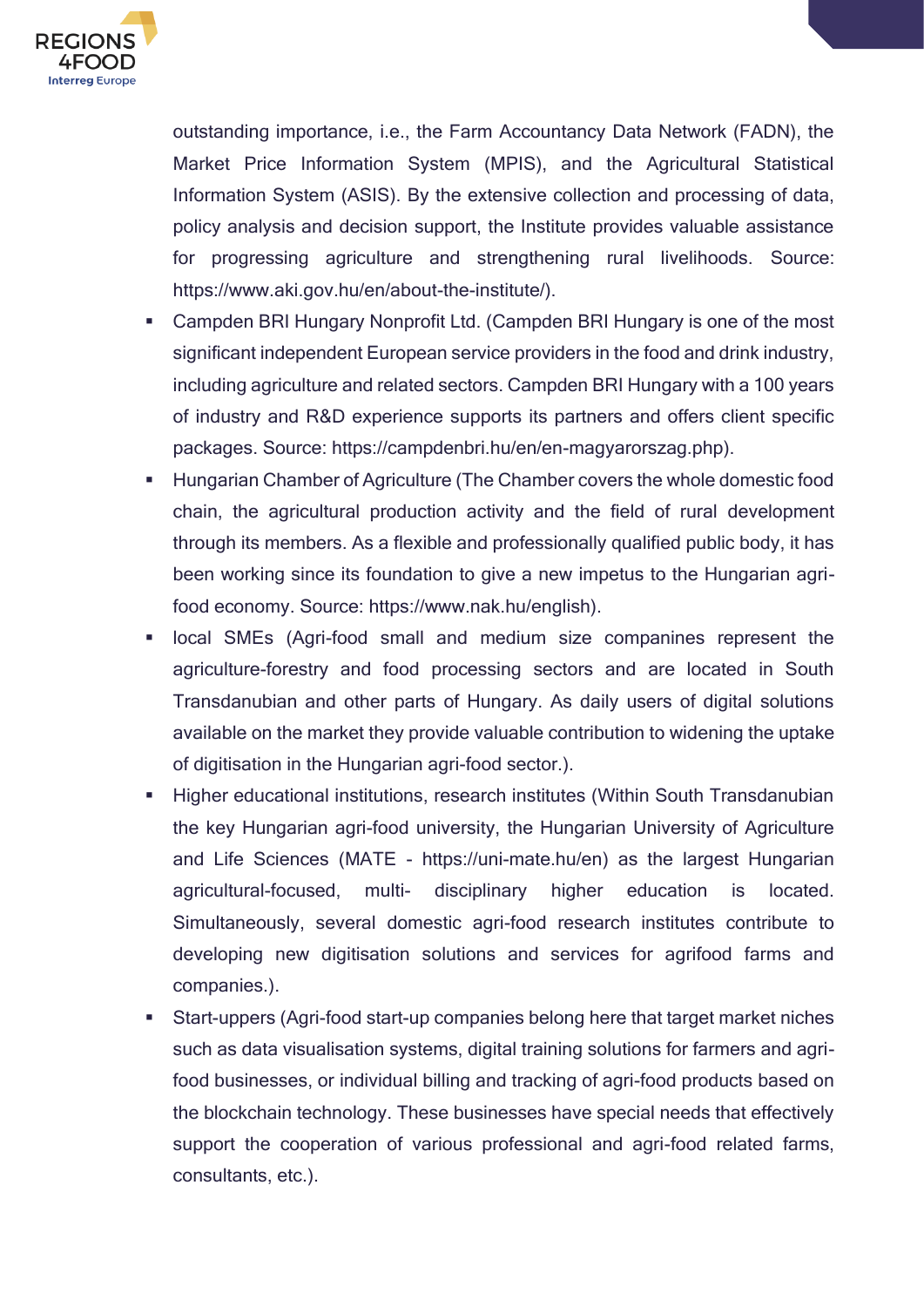outstanding importance, i.e., the Farm Accountancy Data Network (FADN), the Market Price Information System (MPIS), and the Agricultural Statistical Information System (ASIS). By the extensive collection and processing of data, policy analysis and decision support, the Institute provides valuable assistance for progressing agriculture and strengthening rural livelihoods. Source: https://www.aki.gov.hu/en/about-the-institute/).

- Campden BRI Hungary Nonprofit Ltd. (Campden BRI Hungary is one of the most significant independent European service providers in the food and drink industry, including agriculture and related sectors. Campden BRI Hungary with a 100 years of industry and R&D experience supports its partners and offers client specific packages. Source: https://campdenbri.hu/en/en-magyarorszag.php).
- Hungarian Chamber of Agriculture (The Chamber covers the whole domestic food chain, the agricultural production activity and the field of rural development through its members. As a flexible and professionally qualified public body, it has been working since its foundation to give a new impetus to the Hungarian agri-food economy. Source: https://www.nak.hu/english).
- local SMEs (Agri-food small and medium size companines represent the agriculture-forestry and food processing sectors and are located in South Transdanubian and other parts of Hungary. As daily users of digital solutions available on the market they provide valuable contribution to widening the uptake of digitisation in the Hungarian agri-food sector.).
- Higher educational institutions, research institutes (Within South Transdanubian the key Hungarian agri-food university, the Hungarian University of Agriculture and Life Sciences (MATE - https://uni-mate.hu/en) as the largest Hungarian agricultural-focused, multi- disciplinary higher education is located. Simultaneously, several domestic agri-food research institutes contribute to developing new digitisation solutions and services for agrifood farms and companies.).
- Start-uppers (Agri-food start-up companies belong here that target market niches such as data visualisation systems, digital training solutions for farmers and agri-food businesses, or individual billing and tracking of agri-food products based on the blockchain technology. These businesses have special needs that effectively support the cooperation of various professional and agri-food related farms, consultants, etc.).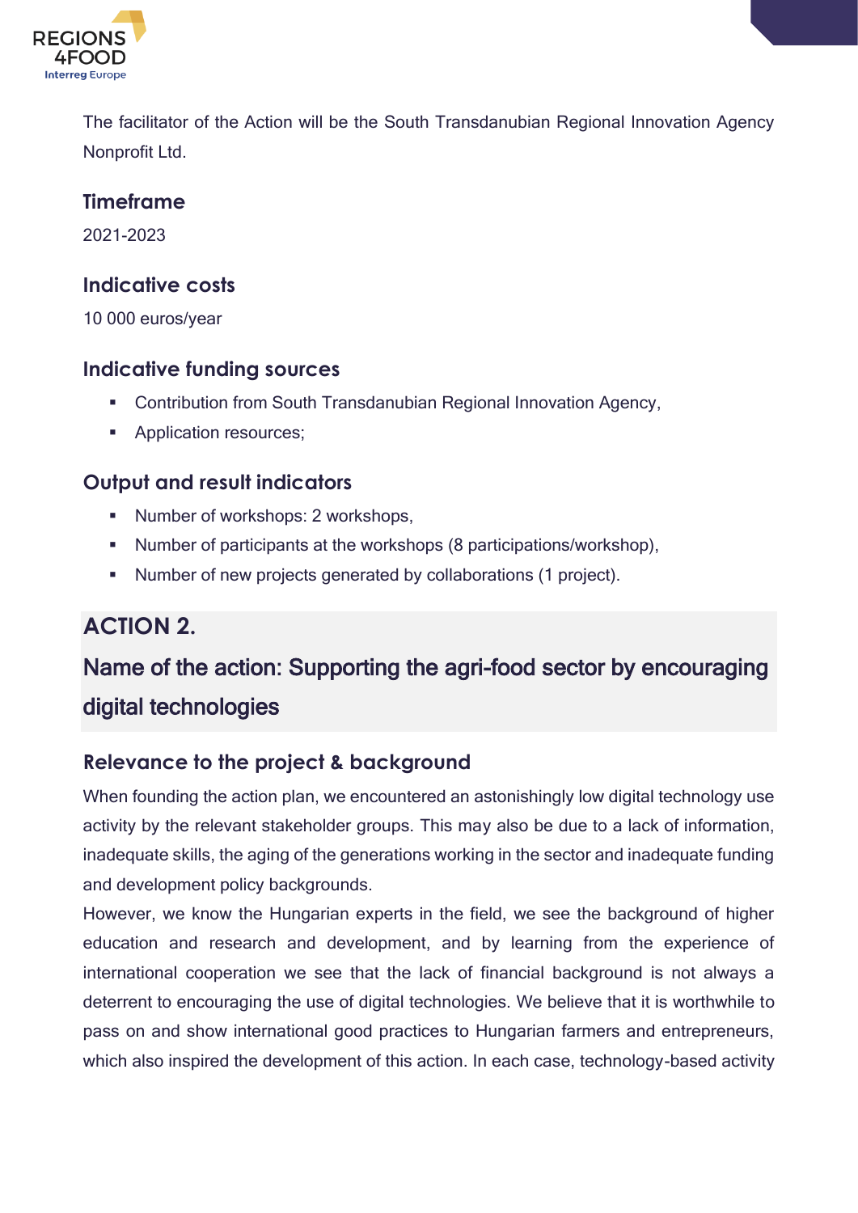The facilitator of the Action will be the South Transdanubian Regional Innovation Agency Nonprofit Ltd.

### Timeframe

2021-2023

### Indicative costs

10 000 euros/year

### Indicative funding sources

- Contribution from South Transdanubian Regional Innovation Agency,
- Application resources;

### Output and result indicators

- Number of workshops: 2 workshops,
- Number of participants at the workshops (8 participations/workshop),
- Number of new projects generated by collaborations (1 project).

## ACTION 2.

## Name of the action: Supporting the agri-food sector by encouraging digital technologies

### Relevance to the project & background

When founding the action plan, we encountered an astonishingly low digital technology use activity by the relevant stakeholder groups. This may also be due to a lack of information, inadequate skills, the aging of the generations working in the sector and inadequate funding and development policy backgrounds.

However, we know the Hungarian experts in the field, we see the background of higher education and research and development, and by learning from the experience of international cooperation we see that the lack of financial background is not always a deterrent to encouraging the use of digital technologies. We believe that it is worthwhile to pass on and show international good practices to Hungarian farmers and entrepreneurs, which also inspired the development of this action. In each case, technology-based activity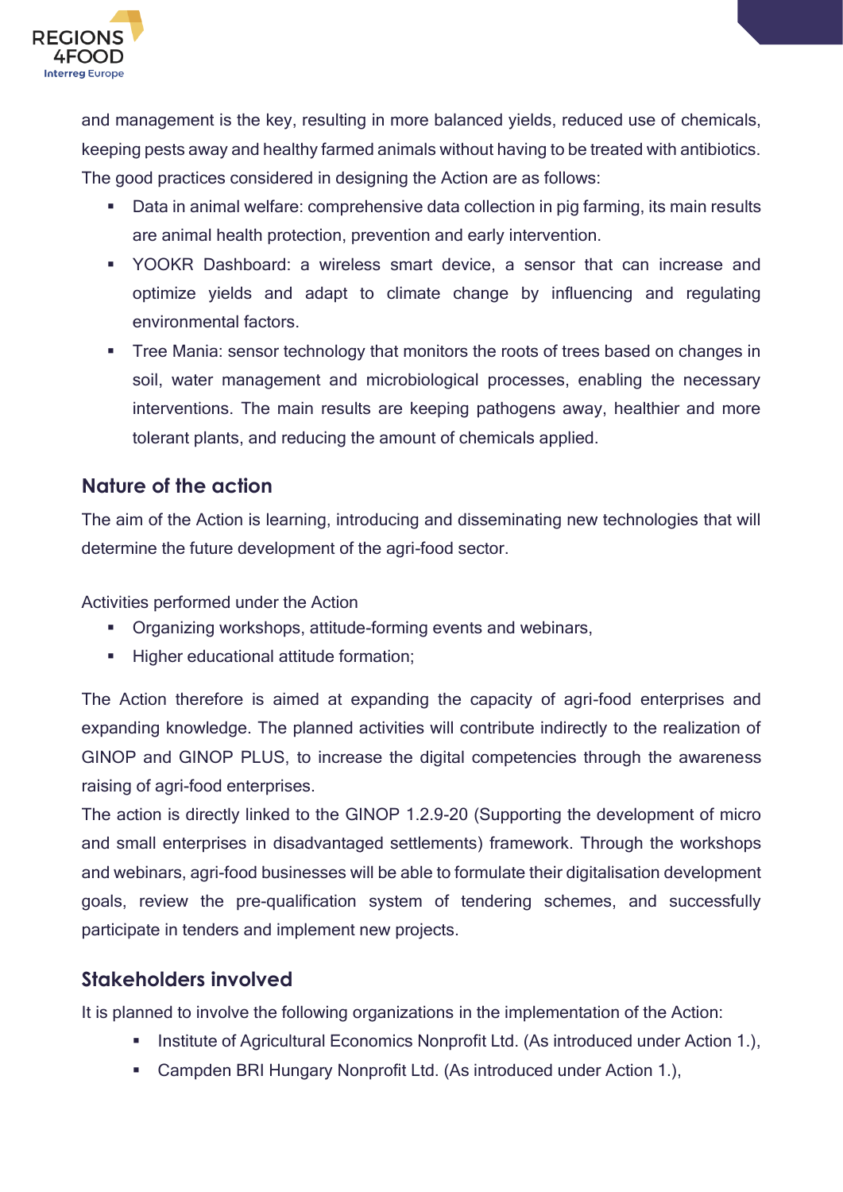and management is the key, resulting in more balanced yields, reduced use of chemicals, keeping pests away and healthy farmed animals without having to be treated with antibiotics. The good practices considered in designing the Action are as follows:

- Data in animal welfare: comprehensive data collection in pig farming, its main results are animal health protection, prevention and early intervention.
- YOOKR Dashboard: a wireless smart device, a sensor that can increase and optimize yields and adapt to climate change by influencing and regulating environmental factors.
- Tree Mania: sensor technology that monitors the roots of trees based on changes in soil, water management and microbiological processes, enabling the necessary interventions. The main results are keeping pathogens away, healthier and more tolerant plants, and reducing the amount of chemicals applied.

## Nature of the action

The aim of the Action is learning, introducing and disseminating new technologies that will determine the future development of the agri-food sector.

Activities performed under the Action

- Organizing workshops, attitude-forming events and webinars,
- Higher educational attitude formation;

The Action therefore is aimed at expanding the capacity of agri-food enterprises and expanding knowledge. The planned activities will contribute indirectly to the realization of GINOP and GINOP PLUS, to increase the digital competencies through the awareness raising of agri-food enterprises.

The action is directly linked to the GINOP 1.2.9-20 (Supporting the development of micro and small enterprises in disadvantaged settlements) framework. Through the workshops and webinars, agri-food businesses will be able to formulate their digitalisation development goals, review the pre-qualification system of tendering schemes, and successfully participate in tenders and implement new projects.

## Stakeholders involved

It is planned to involve the following organizations in the implementation of the Action:

- Institute of Agricultural Economics Nonprofit Ltd. (As introduced under Action 1.),
- Campden BRI Hungary Nonprofit Ltd. (As introduced under Action 1.),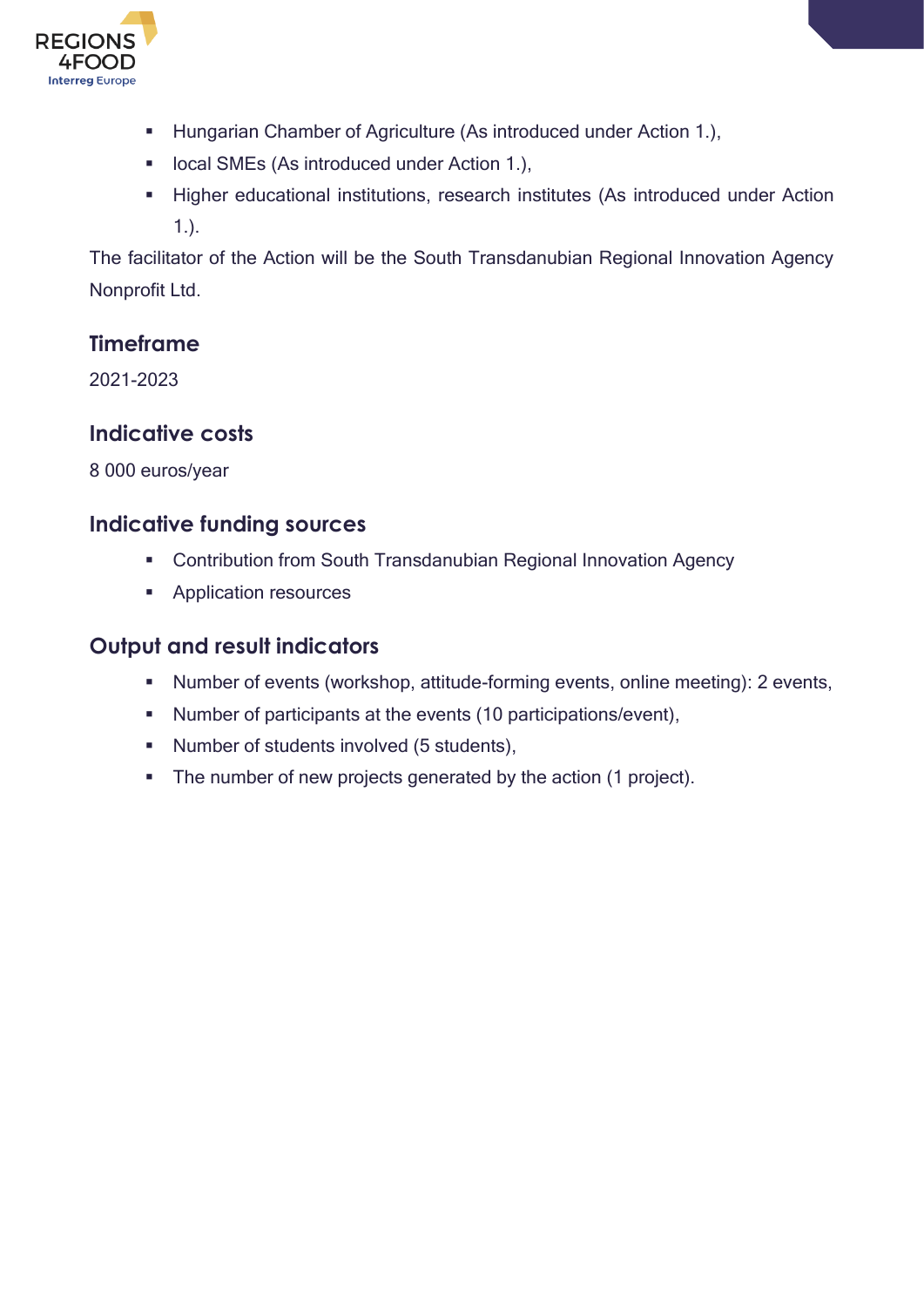- Hungarian Chamber of Agriculture (As introduced under Action 1.),
- local SMEs (As introduced under Action 1.),
- Higher educational institutions, research institutes (As introduced under Action 1.).

The facilitator of the Action will be the South Transdanubian Regional Innovation Agency Nonprofit Ltd.

### Timeframe

2021-2023

### Indicative costs

8 000 euros/year

### Indicative funding sources

- Contribution from South Transdanubian Regional Innovation Agency
- Application resources

### Output and result indicators

- Number of events (workshop, attitude-forming events, online meeting): 2 events,
- Number of participants at the events (10 participations/event),
- Number of students involved (5 students),
- The number of new projects generated by the action (1 project).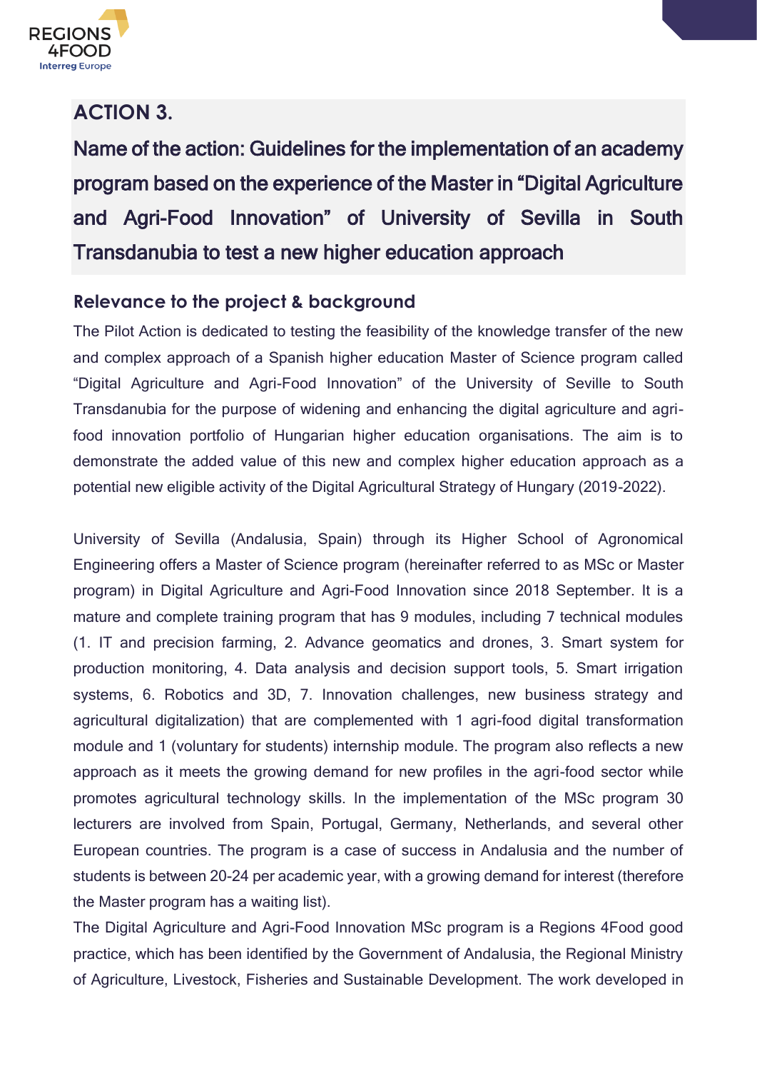## ACTION 3.

## Name of the action: Guidelines for the implementation of an academy program based on the experience of the Master in "Digital Agriculture and Agri-Food Innovation" of University of Sevilla in South Transdanubia to test a new higher education approach

### Relevance to the project & background

The Pilot Action is dedicated to testing the feasibility of the knowledge transfer of the new and complex approach of a Spanish higher education Master of Science program called "Digital Agriculture and Agri-Food Innovation" of the University of Seville to South Transdanubia for the purpose of widening and enhancing the digital agriculture and agri-food innovation portfolio of Hungarian higher education organisations. The aim is to demonstrate the added value of this new and complex higher education approach as a potential new eligible activity of the Digital Agricultural Strategy of Hungary (2019-2022).

University of Sevilla (Andalusia, Spain) through its Higher School of Agronomical Engineering offers a Master of Science program (hereinafter referred to as MSc or Master program) in Digital Agriculture and Agri-Food Innovation since 2018 September. It is a mature and complete training program that has 9 modules, including 7 technical modules (1. IT and precision farming, 2. Advance geomatics and drones, 3. Smart system for production monitoring, 4. Data analysis and decision support tools, 5. Smart irrigation systems, 6. Robotics and 3D, 7. Innovation challenges, new business strategy and agricultural digitalization) that are complemented with 1 agri-food digital transformation module and 1 (voluntary for students) internship module. The program also reflects a new approach as it meets the growing demand for new profiles in the agri-food sector while promotes agricultural technology skills. In the implementation of the MSc program 30 lecturers are involved from Spain, Portugal, Germany, Netherlands, and several other European countries. The program is a case of success in Andalusia and the number of students is between 20-24 per academic year, with a growing demand for interest (therefore the Master program has a waiting list).

The Digital Agriculture and Agri-Food Innovation MSc program is a Regions 4Food good practice, which has been identified by the Government of Andalusia, the Regional Ministry of Agriculture, Livestock, Fisheries and Sustainable Development. The work developed in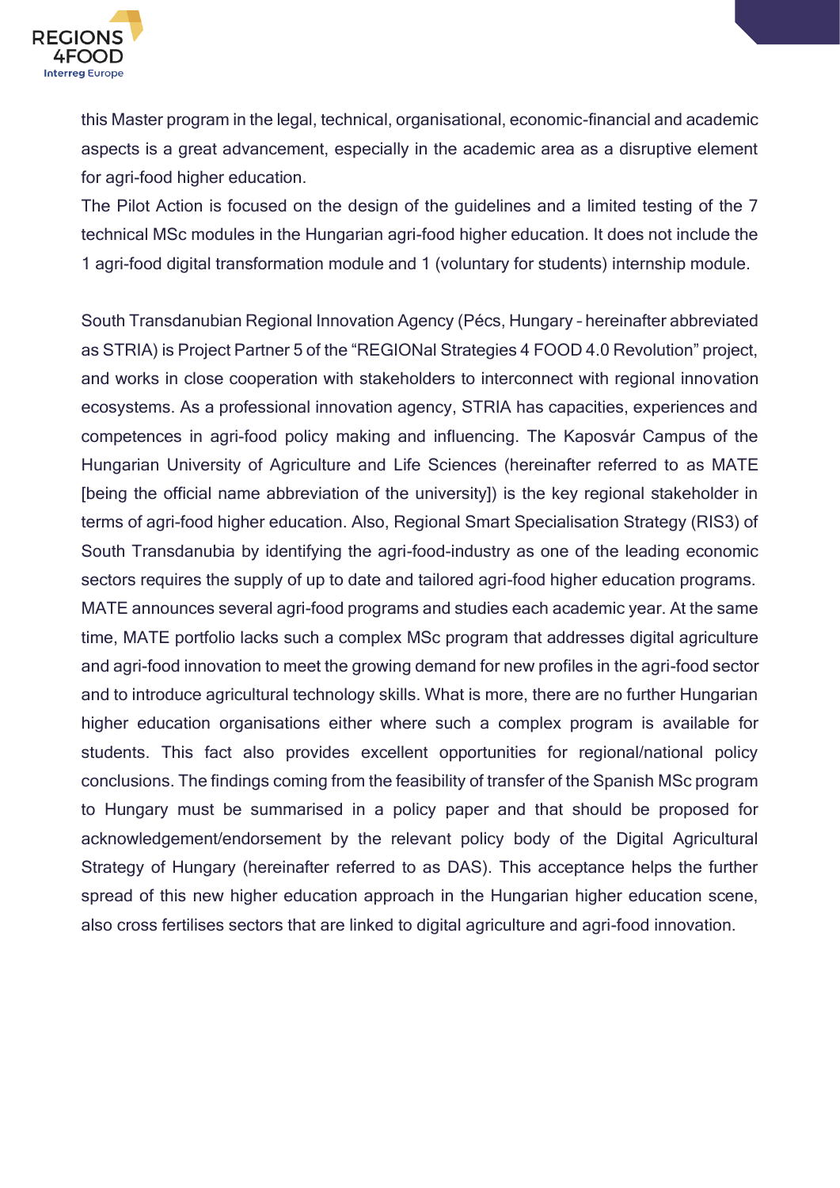this Master program in the legal, technical, organisational, economic-financial and academic aspects is a great advancement, especially in the academic area as a disruptive element for agri-food higher education.
The Pilot Action is focused on the design of the guidelines and a limited testing of the 7 technical MSc modules in the Hungarian agri-food higher education. It does not include the 1 agri-food digital transformation module and 1 (voluntary for students) internship module.

South Transdanubian Regional Innovation Agency (Pécs, Hungary – hereinafter abbreviated as STRIA) is Project Partner 5 of the "REGIONal Strategies 4 FOOD 4.0 Revolution" project, and works in close cooperation with stakeholders to interconnect with regional innovation ecosystems. As a professional innovation agency, STRIA has capacities, experiences and competences in agri-food policy making and influencing. The Kaposvár Campus of the Hungarian University of Agriculture and Life Sciences (hereinafter referred to as MATE [being the official name abbreviation of the university]) is the key regional stakeholder in terms of agri-food higher education. Also, Regional Smart Specialisation Strategy (RIS3) of South Transdanubia by identifying the agri-food-industry as one of the leading economic sectors requires the supply of up to date and tailored agri-food higher education programs. MATE announces several agri-food programs and studies each academic year. At the same time, MATE portfolio lacks such a complex MSc program that addresses digital agriculture and agri-food innovation to meet the growing demand for new profiles in the agri-food sector and to introduce agricultural technology skills. What is more, there are no further Hungarian higher education organisations either where such a complex program is available for students. This fact also provides excellent opportunities for regional/national policy conclusions. The findings coming from the feasibility of transfer of the Spanish MSc program to Hungary must be summarised in a policy paper and that should be proposed for acknowledgement/endorsement by the relevant policy body of the Digital Agricultural Strategy of Hungary (hereinafter referred to as DAS). This acceptance helps the further spread of this new higher education approach in the Hungarian higher education scene, also cross fertilises sectors that are linked to digital agriculture and agri-food innovation.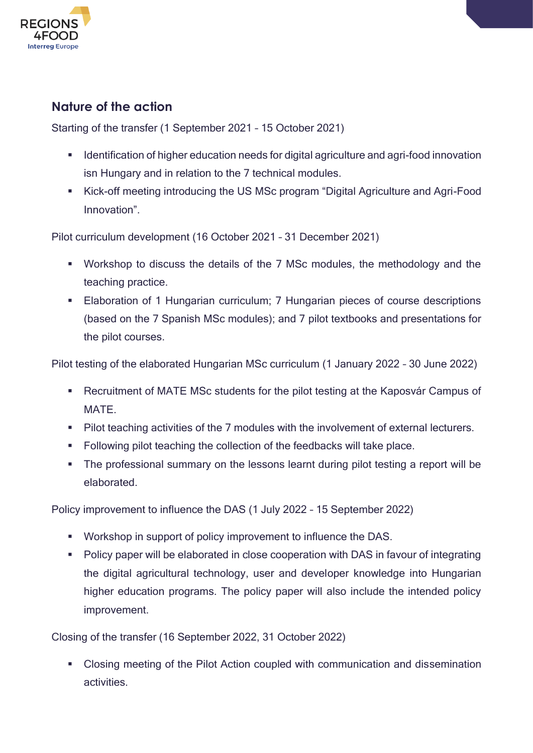## Nature of the action

Starting of the transfer (1 September 2021 – 15 October 2021)

- Identification of higher education needs for digital agriculture and agri-food innovation isn Hungary and in relation to the 7 technical modules.
- Kick-off meeting introducing the US MSc program "Digital Agriculture and Agri-Food Innovation".

Pilot curriculum development (16 October 2021 – 31 December 2021)

- Workshop to discuss the details of the 7 MSc modules, the methodology and the teaching practice.
- Elaboration of 1 Hungarian curriculum; 7 Hungarian pieces of course descriptions (based on the 7 Spanish MSc modules); and 7 pilot textbooks and presentations for the pilot courses.

Pilot testing of the elaborated Hungarian MSc curriculum (1 January 2022 – 30 June 2022)

- Recruitment of MATE MSc students for the pilot testing at the Kaposvár Campus of MATE.
- Pilot teaching activities of the 7 modules with the involvement of external lecturers.
- Following pilot teaching the collection of the feedbacks will take place.
- The professional summary on the lessons learnt during pilot testing a report will be elaborated.

Policy improvement to influence the DAS (1 July 2022 – 15 September 2022)

- Workshop in support of policy improvement to influence the DAS.
- Policy paper will be elaborated in close cooperation with DAS in favour of integrating the digital agricultural technology, user and developer knowledge into Hungarian higher education programs. The policy paper will also include the intended policy improvement.

Closing of the transfer (16 September 2022, 31 October 2022)

- Closing meeting of the Pilot Action coupled with communication and dissemination activities.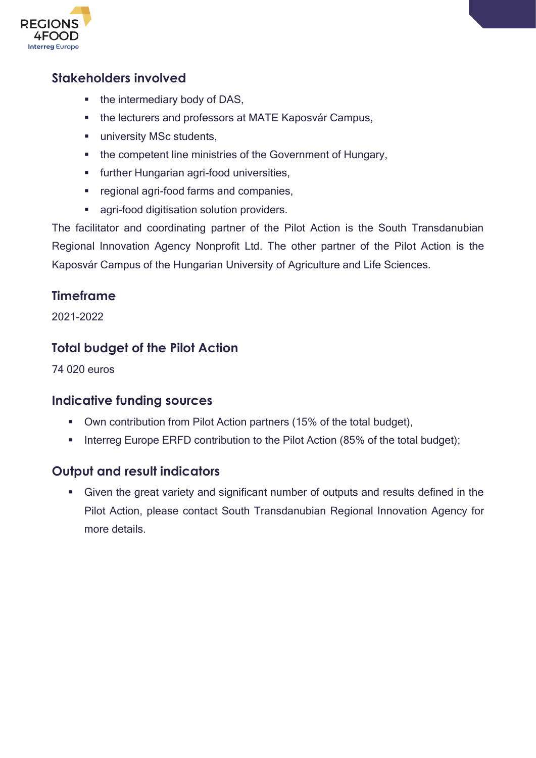## Stakeholders involved

- the intermediary body of DAS,
- the lecturers and professors at MATE Kaposvár Campus,
- university MSc students,
- the competent line ministries of the Government of Hungary,
- further Hungarian agri-food universities,
- regional agri-food farms and companies,
- agri-food digitisation solution providers.

The facilitator and coordinating partner of the Pilot Action is the South Transdanubian Regional Innovation Agency Nonprofit Ltd. The other partner of the Pilot Action is the Kaposvár Campus of the Hungarian University of Agriculture and Life Sciences.

## Timeframe

2021-2022

## Total budget of the Pilot Action

74 020 euros

## Indicative funding sources

- Own contribution from Pilot Action partners (15% of the total budget),
- Interreg Europe ERFD contribution to the Pilot Action (85% of the total budget);

## Output and result indicators

- Given the great variety and significant number of outputs and results defined in the Pilot Action, please contact South Transdanubian Regional Innovation Agency for more details.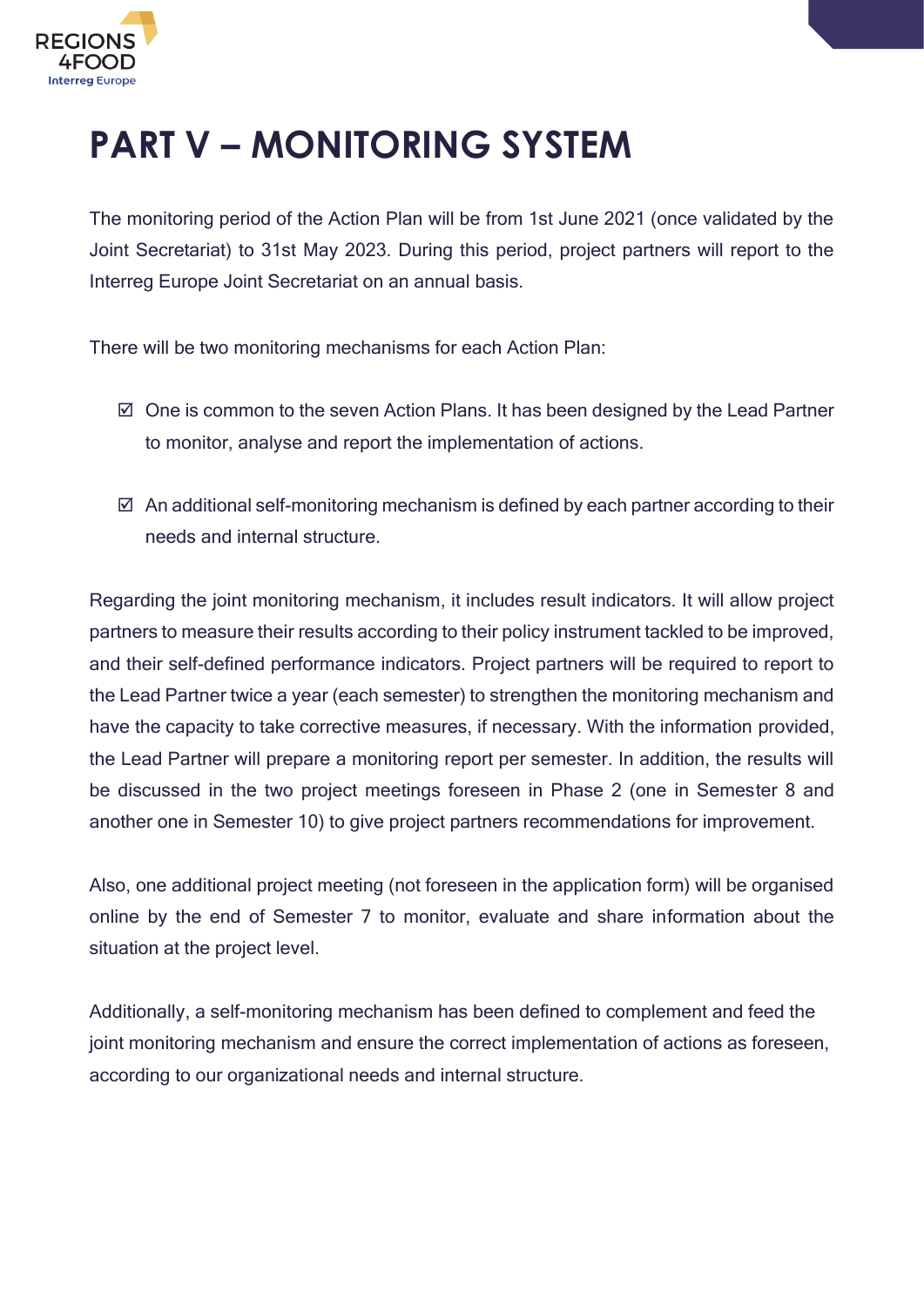# PART V – MONITORING SYSTEM

The monitoring period of the Action Plan will be from 1st June 2021 (once validated by the Joint Secretariat) to 31st May 2023. During this period, project partners will report to the Interreg Europe Joint Secretariat on an annual basis.

There will be two monitoring mechanisms for each Action Plan:

- ☑ One is common to the seven Action Plans. It has been designed by the Lead Partner to monitor, analyse and report the implementation of actions.
- ☑ An additional self-monitoring mechanism is defined by each partner according to their needs and internal structure.

Regarding the joint monitoring mechanism, it includes result indicators. It will allow project partners to measure their results according to their policy instrument tackled to be improved, and their self-defined performance indicators. Project partners will be required to report to the Lead Partner twice a year (each semester) to strengthen the monitoring mechanism and have the capacity to take corrective measures, if necessary. With the information provided, the Lead Partner will prepare a monitoring report per semester. In addition, the results will be discussed in the two project meetings foreseen in Phase 2 (one in Semester 8 and another one in Semester 10) to give project partners recommendations for improvement.

Also, one additional project meeting (not foreseen in the application form) will be organised online by the end of Semester 7 to monitor, evaluate and share information about the situation at the project level.

Additionally, a self-monitoring mechanism has been defined to complement and feed the joint monitoring mechanism and ensure the correct implementation of actions as foreseen, according to our organizational needs and internal structure.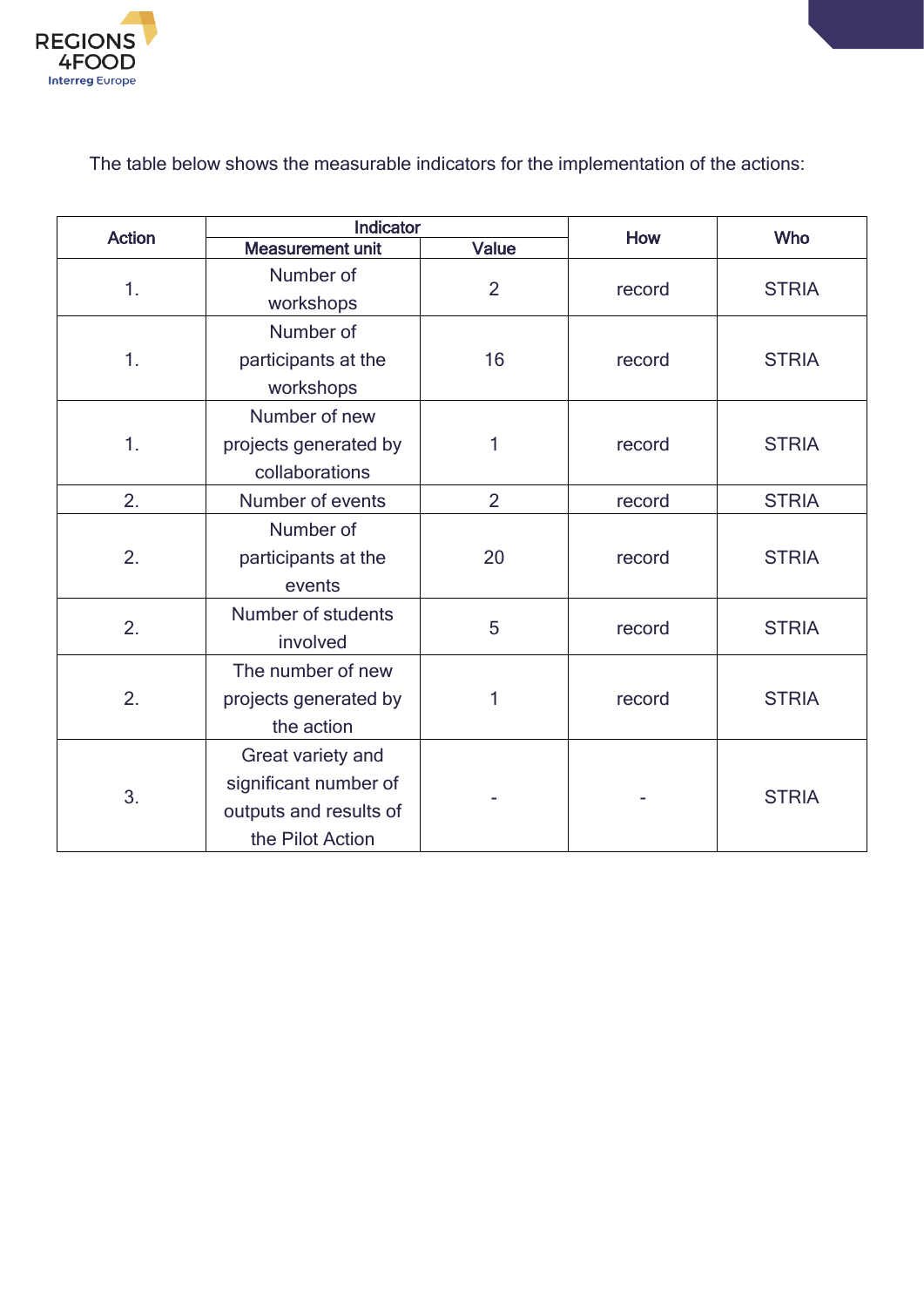The table below shows the measurable indicators for the implementation of the actions:

| Action | Indicator | | How | Who |
|---|---|---|---|---|
| | Measurement unit | Value | | |
| 1. | Number of workshops | 2 | record | STRIA |
| 1. | Number of participants at the workshops | 16 | record | STRIA |
| 1. | Number of new projects generated by collaborations | 1 | record | STRIA |
| 2. | Number of events | 2 | record | STRIA |
| 2. | Number of participants at the events | 20 | record | STRIA |
| 2. | Number of students involved | 5 | record | STRIA |
| 2. | The number of new projects generated by the action | 1 | record | STRIA |
| 3. | Great variety and significant number of outputs and results of the Pilot Action | - | - | STRIA |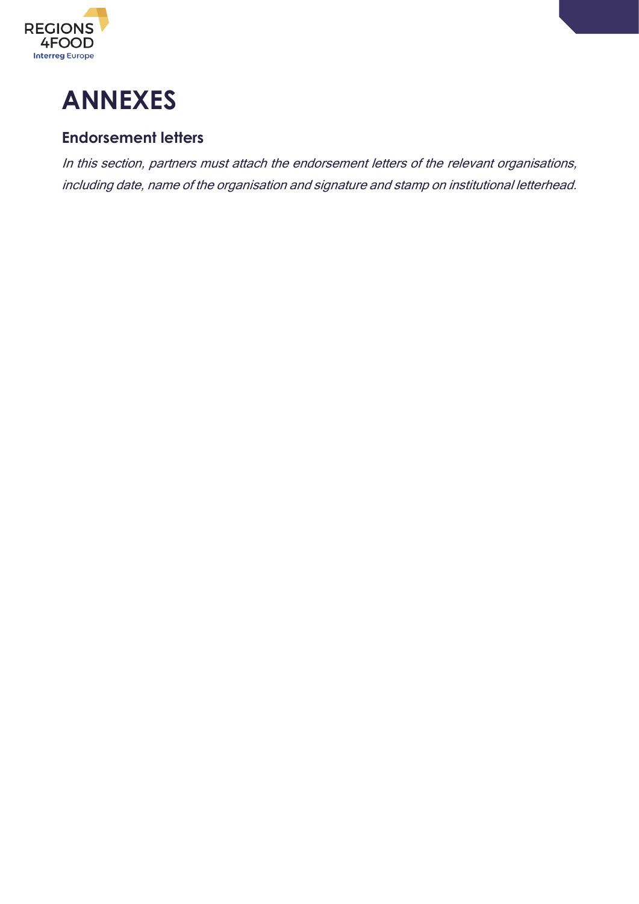# ANNEXES

## Endorsement letters

*In this section, partners must attach the endorsement letters of the relevant organisations, including date, name of the organisation and signature and stamp on institutional letterhead.*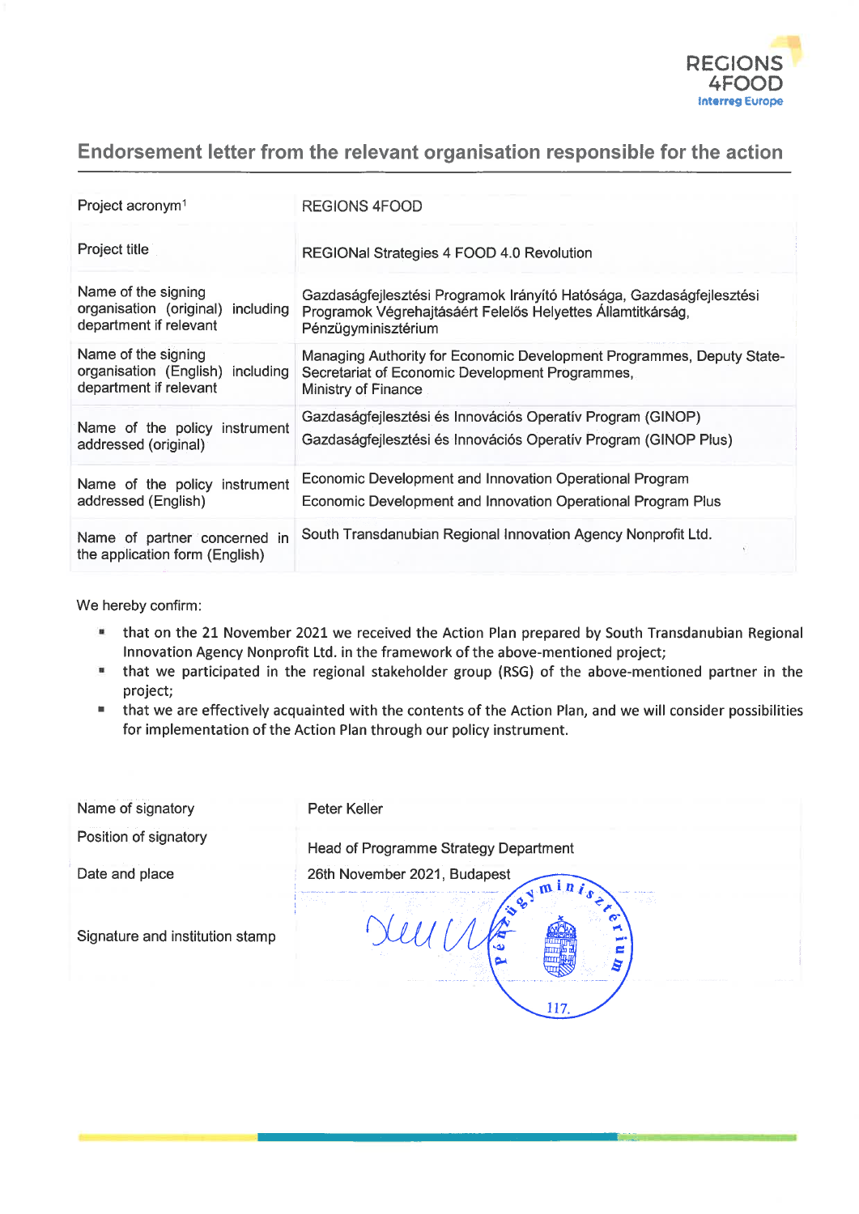# Endorsement letter from the relevant organisation responsible for the action

| | |
|---|---|
| Project acronym[1] | REGIONS 4FOOD |
| Project title | REGIONal Strategies 4 FOOD 4.0 Revolution |
| Name of the signing organisation (original) including department if relevant | Gazdaságfejlesztési Programok Irányító Hatósága, Gazdaságfejlesztési Programok Végrehajtásáért Felelős Helyettes Államtitkárság, Pénzügyminisztérium |
| Name of the signing organisation (English) including department if relevant | Managing Authority for Economic Development Programmes, Deputy State-Secretariat of Economic Development Programmes, Ministry of Finance |
| Name of the policy instrument addressed (original) | Gazdaságfejlesztési és Innovációs Operatív Program (GINOP)<br>Gazdaságfejlesztési és Innovációs Operatív Program (GINOP Plus) |
| Name of the policy instrument addressed (English) | Economic Development and Innovation Operational Program<br>Economic Development and Innovation Operational Program Plus |
| Name of partner concerned in the application form (English) | South Transdanubian Regional Innovation Agency Nonprofit Ltd. |

We hereby confirm:

- that on the 21 November 2021 we received the Action Plan prepared by South Transdanubian Regional Innovation Agency Nonprofit Ltd. in the framework of the above-mentioned project;
- that we participated in the regional stakeholder group (RSG) of the above-mentioned partner in the project;
- that we are effectively acquainted with the contents of the Action Plan, and we will consider possibilities for implementation of the Action Plan through our policy instrument.

| | |
|---|---|
| Name of signatory | Peter Keller |
| Position of signatory | Head of Programme Strategy Department |
| Date and place | 26th November 2021, Budapest |
| Signature and institution stamp | Pénzügyminisztérium 117. |